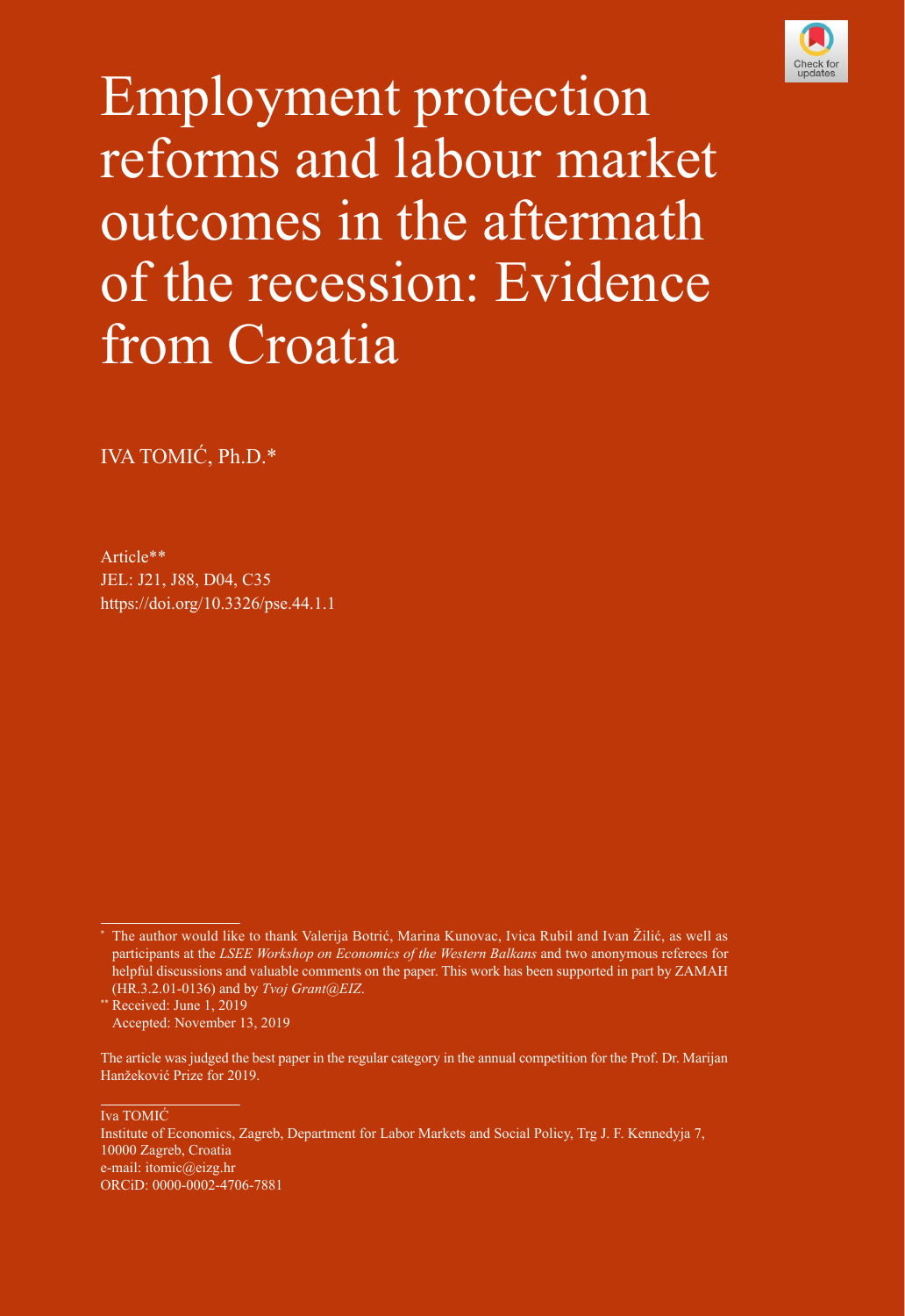# Employment protection reforms and labour market outcomes in the aftermath of the recession: Evidence from Croatia

IVA TOMIĆ, Ph.D.*

Article**
JEL: J21, J88, D04, C35
https://doi.org/10.3326/pse.44.1.1

---

\* The author would like to thank Valerija Botrić, Marina Kunovac, Ivica Rubil and Ivan Žilić, as well as participants at the *LSEE Workshop on Economics of the Western Balkans* and two anonymous referees for helpful discussions and valuable comments on the paper. This work has been supported in part by ZAMAH (HR.3.2.01-0136) and by *Tvoj Grant@EIZ*.

\*\* Received: June 1, 2019
Accepted: November 13, 2019

The article was judged the best paper in the regular category in the annual competition for the Prof. Dr. Marijan Hanžeković Prize for 2019.

---

Iva TOMIĆ
Institute of Economics, Zagreb, Department for Labor Markets and Social Policy, Trg J. F. Kennedyja 7, 10000 Zagreb, Croatia
e-mail: itomic@eizg.hr
ORCiD: 0000-0002-4706-7881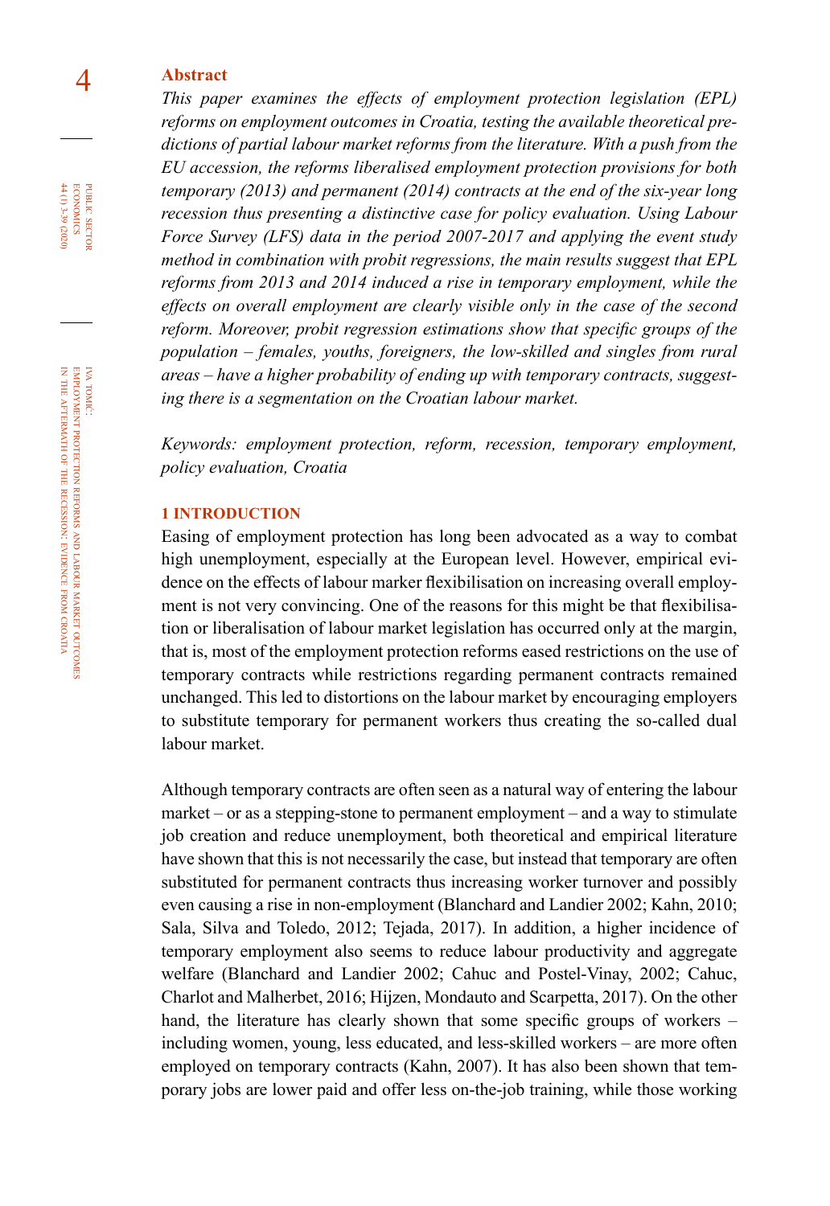**Abstract**

*This paper examines the effects of employment protection legislation (EPL) reforms on employment outcomes in Croatia, testing the available theoretical predictions of partial labour market reforms from the literature. With a push from the EU accession, the reforms liberalised employment protection provisions for both temporary (2013) and permanent (2014) contracts at the end of the six-year long recession thus presenting a distinctive case for policy evaluation. Using Labour Force Survey (LFS) data in the period 2007-2017 and applying the event study method in combination with probit regressions, the main results suggest that EPL reforms from 2013 and 2014 induced a rise in temporary employment, while the effects on overall employment are clearly visible only in the case of the second reform. Moreover, probit regression estimations show that specific groups of the population – females, youths, foreigners, the low-skilled and singles from rural areas – have a higher probability of ending up with temporary contracts, suggesting there is a segmentation on the Croatian labour market.*

*Keywords: employment protection, reform, recession, temporary employment, policy evaluation, Croatia*

## 1 INTRODUCTION

Easing of employment protection has long been advocated as a way to combat high unemployment, especially at the European level. However, empirical evidence on the effects of labour marker flexibilisation on increasing overall employment is not very convincing. One of the reasons for this might be that flexibilisation or liberalisation of labour market legislation has occurred only at the margin, that is, most of the employment protection reforms eased restrictions on the use of temporary contracts while restrictions regarding permanent contracts remained unchanged. This led to distortions on the labour market by encouraging employers to substitute temporary for permanent workers thus creating the so-called dual labour market.

Although temporary contracts are often seen as a natural way of entering the labour market – or as a stepping-stone to permanent employment – and a way to stimulate job creation and reduce unemployment, both theoretical and empirical literature have shown that this is not necessarily the case, but instead that temporary are often substituted for permanent contracts thus increasing worker turnover and possibly even causing a rise in non-employment (Blanchard and Landier 2002; Kahn, 2010; Sala, Silva and Toledo, 2012; Tejada, 2017). In addition, a higher incidence of temporary employment also seems to reduce labour productivity and aggregate welfare (Blanchard and Landier 2002; Cahuc and Postel-Vinay, 2002; Cahuc, Charlot and Malherbet, 2016; Hijzen, Mondauto and Scarpetta, 2017). On the other hand, the literature has clearly shown that some specific groups of workers – including women, young, less educated, and less-skilled workers – are more often employed on temporary contracts (Kahn, 2007). It has also been shown that temporary jobs are lower paid and offer less on-the-job training, while those working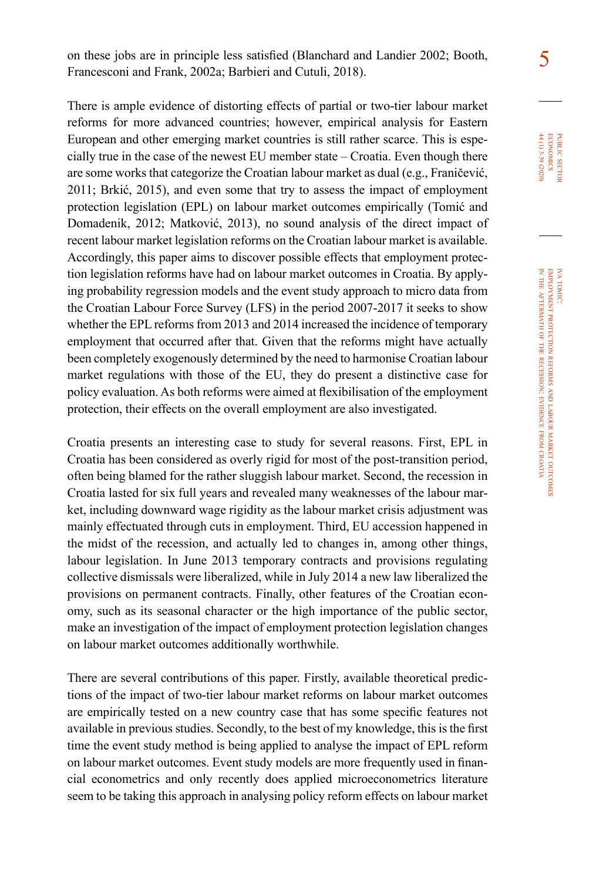on these jobs are in principle less satisfied (Blanchard and Landier 2002; Booth, Francesconi and Frank, 2002a; Barbieri and Cutuli, 2018).

There is ample evidence of distorting effects of partial or two-tier labour market reforms for more advanced countries; however, empirical analysis for Eastern European and other emerging market countries is still rather scarce. This is especially true in the case of the newest EU member state – Croatia. Even though there are some works that categorize the Croatian labour market as dual (e.g., Franičević, 2011; Brkić, 2015), and even some that try to assess the impact of employment protection legislation (EPL) on labour market outcomes empirically (Tomić and Domadenik, 2012; Matković, 2013), no sound analysis of the direct impact of recent labour market legislation reforms on the Croatian labour market is available. Accordingly, this paper aims to discover possible effects that employment protection legislation reforms have had on labour market outcomes in Croatia. By applying probability regression models and the event study approach to micro data from the Croatian Labour Force Survey (LFS) in the period 2007-2017 it seeks to show whether the EPL reforms from 2013 and 2014 increased the incidence of temporary employment that occurred after that. Given that the reforms might have actually been completely exogenously determined by the need to harmonise Croatian labour market regulations with those of the EU, they do present a distinctive case for policy evaluation. As both reforms were aimed at flexibilisation of the employment protection, their effects on the overall employment are also investigated.

Croatia presents an interesting case to study for several reasons. First, EPL in Croatia has been considered as overly rigid for most of the post-transition period, often being blamed for the rather sluggish labour market. Second, the recession in Croatia lasted for six full years and revealed many weaknesses of the labour market, including downward wage rigidity as the labour market crisis adjustment was mainly effectuated through cuts in employment. Third, EU accession happened in the midst of the recession, and actually led to changes in, among other things, labour legislation. In June 2013 temporary contracts and provisions regulating collective dismissals were liberalized, while in July 2014 a new law liberalized the provisions on permanent contracts. Finally, other features of the Croatian economy, such as its seasonal character or the high importance of the public sector, make an investigation of the impact of employment protection legislation changes on labour market outcomes additionally worthwhile.

There are several contributions of this paper. Firstly, available theoretical predictions of the impact of two-tier labour market reforms on labour market outcomes are empirically tested on a new country case that has some specific features not available in previous studies. Secondly, to the best of my knowledge, this is the first time the event study method is being applied to analyse the impact of EPL reform on labour market outcomes. Event study models are more frequently used in financial econometrics and only recently does applied microeconometrics literature seem to be taking this approach in analysing policy reform effects on labour market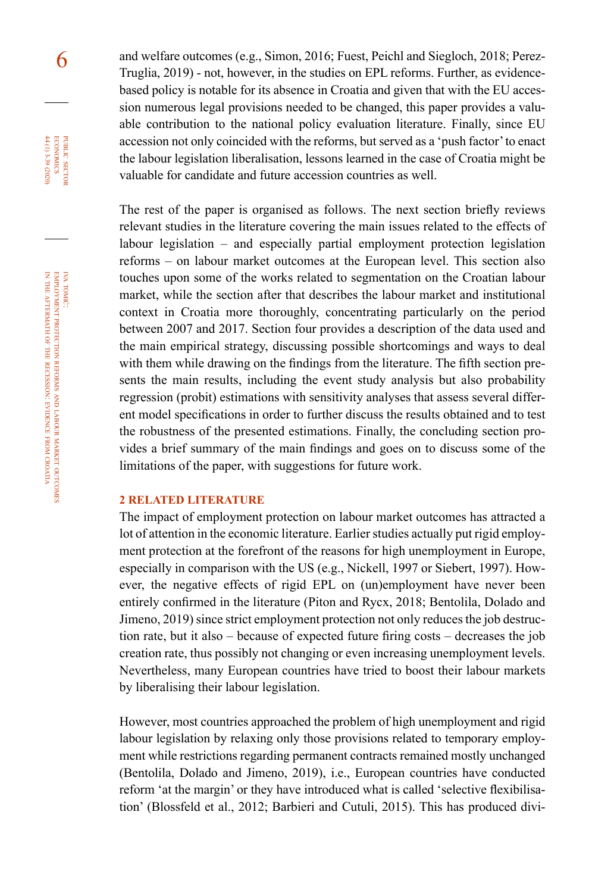and welfare outcomes (e.g., Simon, 2016; Fuest, Peichl and Siegloch, 2018; Perez-Truglia, 2019) - not, however, in the studies on EPL reforms. Further, as evidence-based policy is notable for its absence in Croatia and given that with the EU accession numerous legal provisions needed to be changed, this paper provides a valuable contribution to the national policy evaluation literature. Finally, since EU accession not only coincided with the reforms, but served as a 'push factor' to enact the labour legislation liberalisation, lessons learned in the case of Croatia might be valuable for candidate and future accession countries as well.

The rest of the paper is organised as follows. The next section briefly reviews relevant studies in the literature covering the main issues related to the effects of labour legislation – and especially partial employment protection legislation reforms – on labour market outcomes at the European level. This section also touches upon some of the works related to segmentation on the Croatian labour market, while the section after that describes the labour market and institutional context in Croatia more thoroughly, concentrating particularly on the period between 2007 and 2017. Section four provides a description of the data used and the main empirical strategy, discussing possible shortcomings and ways to deal with them while drawing on the findings from the literature. The fifth section presents the main results, including the event study analysis but also probability regression (probit) estimations with sensitivity analyses that assess several different model specifications in order to further discuss the results obtained and to test the robustness of the presented estimations. Finally, the concluding section provides a brief summary of the main findings and goes on to discuss some of the limitations of the paper, with suggestions for future work.

## 2 RELATED LITERATURE

The impact of employment protection on labour market outcomes has attracted a lot of attention in the economic literature. Earlier studies actually put rigid employment protection at the forefront of the reasons for high unemployment in Europe, especially in comparison with the US (e.g., Nickell, 1997 or Siebert, 1997). However, the negative effects of rigid EPL on (un)employment have never been entirely confirmed in the literature (Piton and Rycx, 2018; Bentolila, Dolado and Jimeno, 2019) since strict employment protection not only reduces the job destruction rate, but it also – because of expected future firing costs – decreases the job creation rate, thus possibly not changing or even increasing unemployment levels. Nevertheless, many European countries have tried to boost their labour markets by liberalising their labour legislation.

However, most countries approached the problem of high unemployment and rigid labour legislation by relaxing only those provisions related to temporary employment while restrictions regarding permanent contracts remained mostly unchanged (Bentolila, Dolado and Jimeno, 2019), i.e., European countries have conducted reform 'at the margin' or they have introduced what is called 'selective flexibilisation' (Blossfeld et al., 2012; Barbieri and Cutuli, 2015). This has produced divi-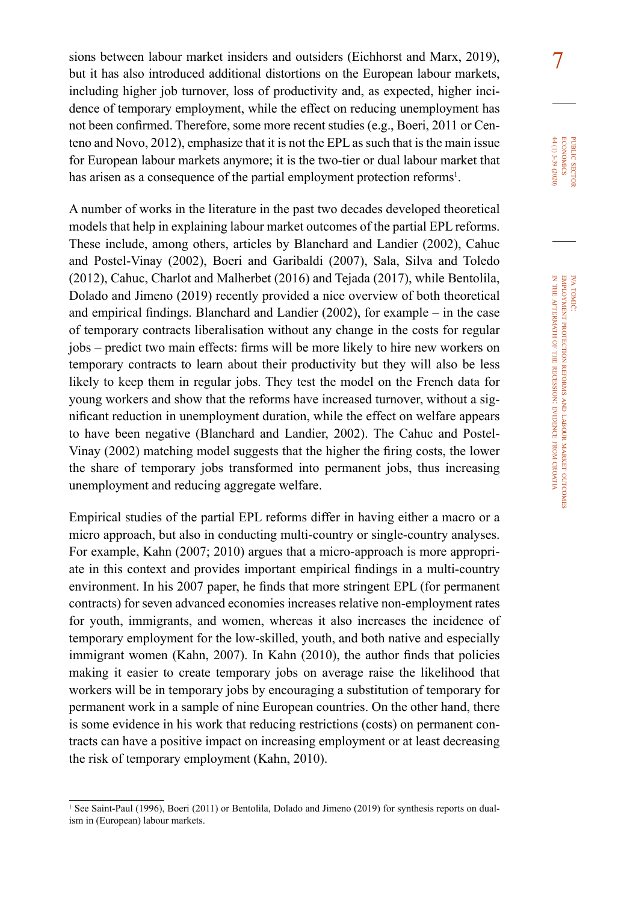sions between labour market insiders and outsiders (Eichhorst and Marx, 2019), but it has also introduced additional distortions on the European labour markets, including higher job turnover, loss of productivity and, as expected, higher incidence of temporary employment, while the effect on reducing unemployment has not been confirmed. Therefore, some more recent studies (e.g., Boeri, 2011 or Centeno and Novo, 2012), emphasize that it is not the EPL as such that is the main issue for European labour markets anymore; it is the two-tier or dual labour market that has arisen as a consequence of the partial employment protection reforms[1].

A number of works in the literature in the past two decades developed theoretical models that help in explaining labour market outcomes of the partial EPL reforms. These include, among others, articles by Blanchard and Landier (2002), Cahuc and Postel-Vinay (2002), Boeri and Garibaldi (2007), Sala, Silva and Toledo (2012), Cahuc, Charlot and Malherbet (2016) and Tejada (2017), while Bentolila, Dolado and Jimeno (2019) recently provided a nice overview of both theoretical and empirical findings. Blanchard and Landier (2002), for example – in the case of temporary contracts liberalisation without any change in the costs for regular jobs – predict two main effects: firms will be more likely to hire new workers on temporary contracts to learn about their productivity but they will also be less likely to keep them in regular jobs. They test the model on the French data for young workers and show that the reforms have increased turnover, without a significant reduction in unemployment duration, while the effect on welfare appears to have been negative (Blanchard and Landier, 2002). The Cahuc and Postel-Vinay (2002) matching model suggests that the higher the firing costs, the lower the share of temporary jobs transformed into permanent jobs, thus increasing unemployment and reducing aggregate welfare.

Empirical studies of the partial EPL reforms differ in having either a macro or a micro approach, but also in conducting multi-country or single-country analyses. For example, Kahn (2007; 2010) argues that a micro-approach is more appropriate in this context and provides important empirical findings in a multi-country environment. In his 2007 paper, he finds that more stringent EPL (for permanent contracts) for seven advanced economies increases relative non-employment rates for youth, immigrants, and women, whereas it also increases the incidence of temporary employment for the low-skilled, youth, and both native and especially immigrant women (Kahn, 2007). In Kahn (2010), the author finds that policies making it easier to create temporary jobs on average raise the likelihood that workers will be in temporary jobs by encouraging a substitution of temporary for permanent work in a sample of nine European countries. On the other hand, there is some evidence in his work that reducing restrictions (costs) on permanent contracts can have a positive impact on increasing employment or at least decreasing the risk of temporary employment (Kahn, 2010).

[1] See Saint-Paul (1996), Boeri (2011) or Bentolila, Dolado and Jimeno (2019) for synthesis reports on dualism in (European) labour markets.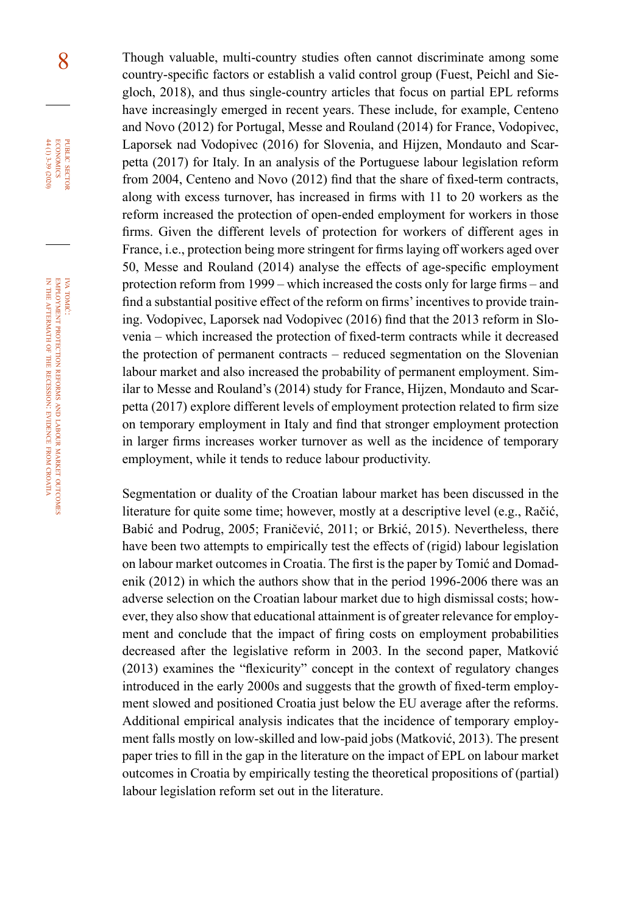Though valuable, multi-country studies often cannot discriminate among some country-specific factors or establish a valid control group (Fuest, Peichl and Siegloch, 2018), and thus single-country articles that focus on partial EPL reforms have increasingly emerged in recent years. These include, for example, Centeno and Novo (2012) for Portugal, Messe and Rouland (2014) for France, Vodopivec, Laporsek nad Vodopivec (2016) for Slovenia, and Hijzen, Mondauto and Scarpetta (2017) for Italy. In an analysis of the Portuguese labour legislation reform from 2004, Centeno and Novo (2012) find that the share of fixed-term contracts, along with excess turnover, has increased in firms with 11 to 20 workers as the reform increased the protection of open-ended employment for workers in those firms. Given the different levels of protection for workers of different ages in France, i.e., protection being more stringent for firms laying off workers aged over 50, Messe and Rouland (2014) analyse the effects of age-specific employment protection reform from 1999 – which increased the costs only for large firms – and find a substantial positive effect of the reform on firms' incentives to provide training. Vodopivec, Laporsek nad Vodopivec (2016) find that the 2013 reform in Slovenia – which increased the protection of fixed-term contracts while it decreased the protection of permanent contracts – reduced segmentation on the Slovenian labour market and also increased the probability of permanent employment. Similar to Messe and Rouland's (2014) study for France, Hijzen, Mondauto and Scarpetta (2017) explore different levels of employment protection related to firm size on temporary employment in Italy and find that stronger employment protection in larger firms increases worker turnover as well as the incidence of temporary employment, while it tends to reduce labour productivity.

Segmentation or duality of the Croatian labour market has been discussed in the literature for quite some time; however, mostly at a descriptive level (e.g., Račić, Babić and Podrug, 2005; Franičević, 2011; or Brkić, 2015). Nevertheless, there have been two attempts to empirically test the effects of (rigid) labour legislation on labour market outcomes in Croatia. The first is the paper by Tomić and Domadenik (2012) in which the authors show that in the period 1996-2006 there was an adverse selection on the Croatian labour market due to high dismissal costs; however, they also show that educational attainment is of greater relevance for employment and conclude that the impact of firing costs on employment probabilities decreased after the legislative reform in 2003. In the second paper, Matković (2013) examines the "flexicurity" concept in the context of regulatory changes introduced in the early 2000s and suggests that the growth of fixed-term employment slowed and positioned Croatia just below the EU average after the reforms. Additional empirical analysis indicates that the incidence of temporary employment falls mostly on low-skilled and low-paid jobs (Matković, 2013). The present paper tries to fill in the gap in the literature on the impact of EPL on labour market outcomes in Croatia by empirically testing the theoretical propositions of (partial) labour legislation reform set out in the literature.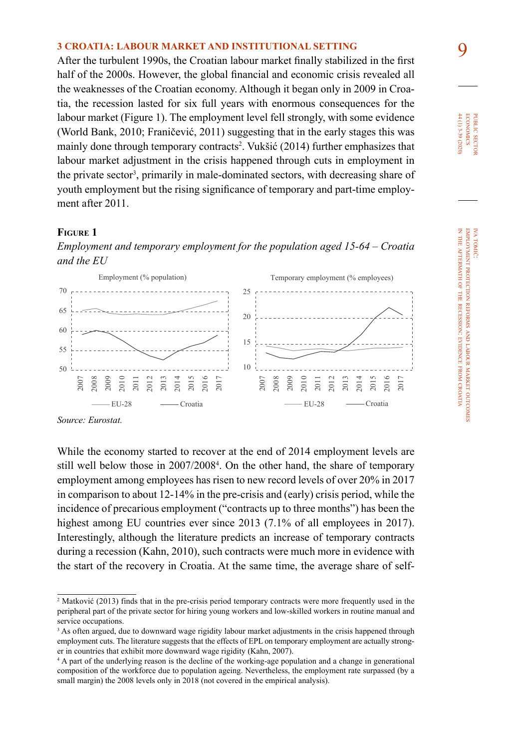### 3 CROATIA: LABOUR MARKET AND INSTITUTIONAL SETTING

After the turbulent 1990s, the Croatian labour market finally stabilized in the first half of the 2000s. However, the global financial and economic crisis revealed all the weaknesses of the Croatian economy. Although it began only in 2009 in Croatia, the recession lasted for six full years with enormous consequences for the labour market (Figure 1). The employment level fell strongly, with some evidence (World Bank, 2010; Franičević, 2011) suggesting that in the early stages this was mainly done through temporary contracts[2]. Vukšić (2014) further emphasizes that labour market adjustment in the crisis happened through cuts in employment in the private sector[3], primarily in male-dominated sectors, with decreasing share of youth employment but the rising significance of temporary and part-time employment after 2011.

**Figure 1**

*Employment and temporary employment for the population aged 15-64 – Croatia and the EU*

Source: Eurostat.

While the economy started to recover at the end of 2014 employment levels are still well below those in 2007/2008[4]. On the other hand, the share of temporary employment among employees has risen to new record levels of over 20% in 2017 in comparison to about 12-14% in the pre-crisis and (early) crisis period, while the incidence of precarious employment ("contracts up to three months") has been the highest among EU countries ever since 2013 (7.1% of all employees in 2017). Interestingly, although the literature predicts an increase of temporary contracts during a recession (Kahn, 2010), such contracts were much more in evidence with the start of the recovery in Croatia. At the same time, the average share of self-

---

[2] Matković (2013) finds that in the pre-crisis period temporary contracts were more frequently used in the peripheral part of the private sector for hiring young workers and low-skilled workers in routine manual and service occupations.

[3] As often argued, due to downward wage rigidity labour market adjustments in the crisis happened through employment cuts. The literature suggests that the effects of EPL on temporary employment are actually stronger in countries that exhibit more downward wage rigidity (Kahn, 2007).

[4] A part of the underlying reason is the decline of the working-age population and a change in generational composition of the workforce due to population ageing. Nevertheless, the employment rate surpassed (by a small margin) the 2008 levels only in 2018 (not covered in the empirical analysis).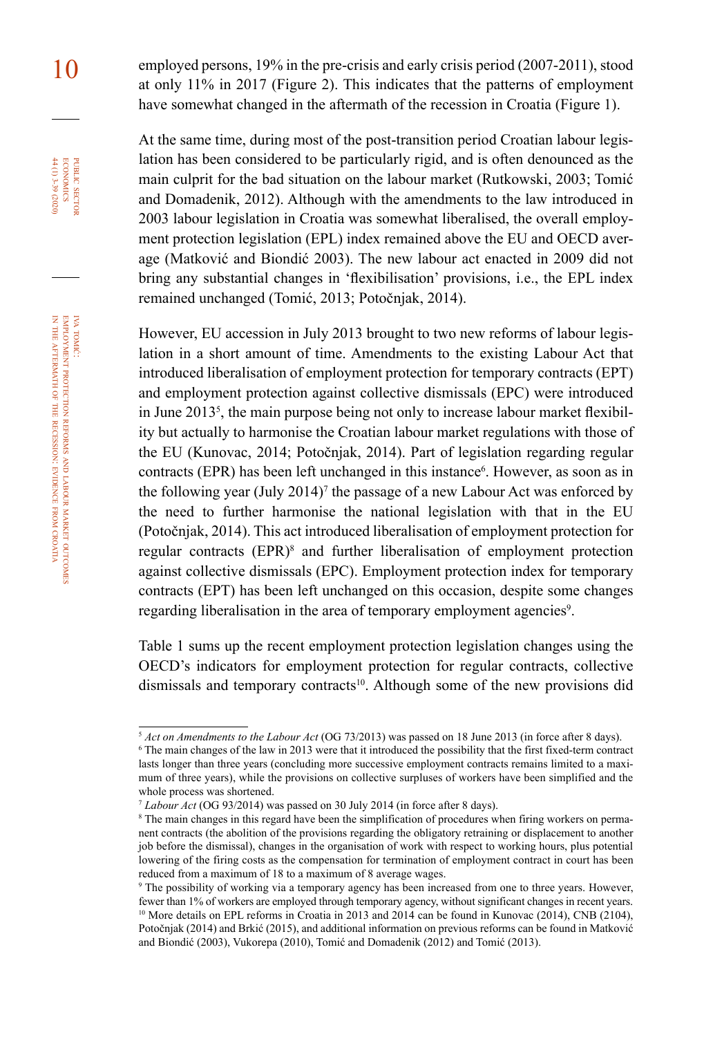employed persons, 19% in the pre-crisis and early crisis period (2007-2011), stood at only 11% in 2017 (Figure 2). This indicates that the patterns of employment have somewhat changed in the aftermath of the recession in Croatia (Figure 1).

At the same time, during most of the post-transition period Croatian labour legislation has been considered to be particularly rigid, and is often denounced as the main culprit for the bad situation on the labour market (Rutkowski, 2003; Tomić and Domadenik, 2012). Although with the amendments to the law introduced in 2003 labour legislation in Croatia was somewhat liberalised, the overall employment protection legislation (EPL) index remained above the EU and OECD average (Matković and Biondić 2003). The new labour act enacted in 2009 did not bring any substantial changes in 'flexibilisation' provisions, i.e., the EPL index remained unchanged (Tomić, 2013; Potočnjak, 2014).

However, EU accession in July 2013 brought to two new reforms of labour legislation in a short amount of time. Amendments to the existing Labour Act that introduced liberalisation of employment protection for temporary contracts (EPT) and employment protection against collective dismissals (EPC) were introduced in June 2013[5], the main purpose being not only to increase labour market flexibility but actually to harmonise the Croatian labour market regulations with those of the EU (Kunovac, 2014; Potočnjak, 2014). Part of legislation regarding regular contracts (EPR) has been left unchanged in this instance[6]. However, as soon as in the following year (July 2014)[7] the passage of a new Labour Act was enforced by the need to further harmonise the national legislation with that in the EU (Potočnjak, 2014). This act introduced liberalisation of employment protection for regular contracts (EPR)[8] and further liberalisation of employment protection against collective dismissals (EPC). Employment protection index for temporary contracts (EPT) has been left unchanged on this occasion, despite some changes regarding liberalisation in the area of temporary employment agencies[9].

Table 1 sums up the recent employment protection legislation changes using the OECD's indicators for employment protection for regular contracts, collective dismissals and temporary contracts[10]. Although some of the new provisions did

---

[5] *Act on Amendments to the Labour Act* (OG 73/2013) was passed on 18 June 2013 (in force after 8 days).

[6] The main changes of the law in 2013 were that it introduced the possibility that the first fixed-term contract lasts longer than three years (concluding more successive employment contracts remains limited to a maximum of three years), while the provisions on collective surpluses of workers have been simplified and the whole process was shortened.

[7] *Labour Act* (OG 93/2014) was passed on 30 July 2014 (in force after 8 days).

[8] The main changes in this regard have been the simplification of procedures when firing workers on permanent contracts (the abolition of the provisions regarding the obligatory retraining or displacement to another job before the dismissal), changes in the organisation of work with respect to working hours, plus potential lowering of the firing costs as the compensation for termination of employment contract in court has been reduced from a maximum of 18 to a maximum of 8 average wages.

[9] The possibility of working via a temporary agency has been increased from one to three years. However, fewer than 1% of workers are employed through temporary agency, without significant changes in recent years.

[10] More details on EPL reforms in Croatia in 2013 and 2014 can be found in Kunovac (2014), CNB (2104), Potočnjak (2014) and Brkić (2015), and additional information on previous reforms can be found in Matković and Biondić (2003), Vukorepa (2010), Tomić and Domadenik (2012) and Tomić (2013).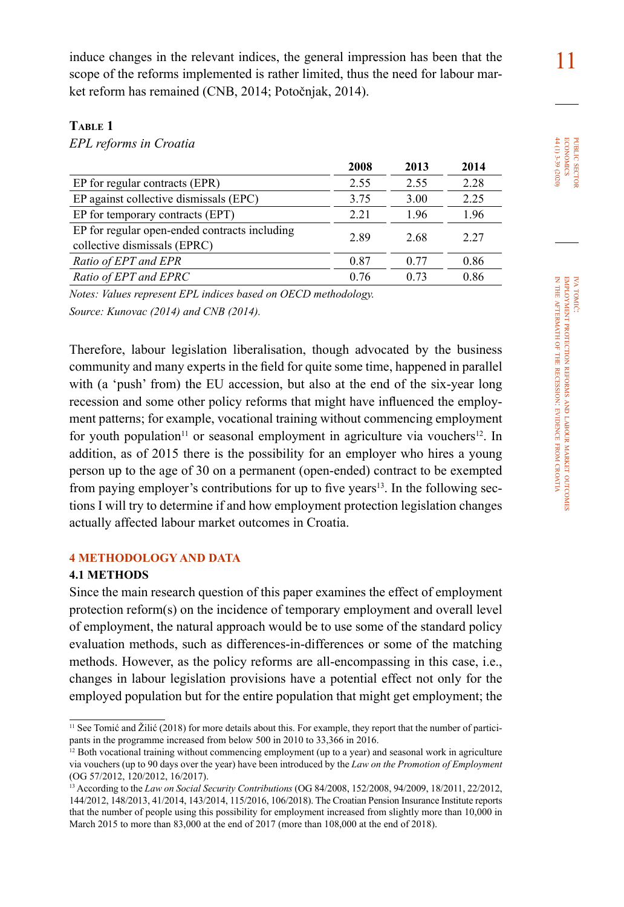induce changes in the relevant indices, the general impression has been that the scope of the reforms implemented is rather limited, thus the need for labour market reform has remained (CNB, 2014; Potočnjak, 2014).

**Table 1**

*EPL reforms in Croatia*

| | 2008 | 2013 | 2014 |
|---|---|---|---|
| EP for regular contracts (EPR) | 2.55 | 2.55 | 2.28 |
| EP against collective dismissals (EPC) | 3.75 | 3.00 | 2.25 |
| EP for temporary contracts (EPT) | 2.21 | 1.96 | 1.96 |
| EP for regular open-ended contracts including collective dismissals (EPRC) | 2.89 | 2.68 | 2.27 |
| *Ratio of EPT and EPR* | 0.87 | 0.77 | 0.86 |
| *Ratio of EPT and EPRC* | 0.76 | 0.73 | 0.86 |

*Notes: Values represent EPL indices based on OECD methodology.*

*Source: Kunovac (2014) and CNB (2014).*

Therefore, labour legislation liberalisation, though advocated by the business community and many experts in the field for quite some time, happened in parallel with (a 'push' from) the EU accession, but also at the end of the six-year long recession and some other policy reforms that might have influenced the employment patterns; for example, vocational training without commencing employment for youth population[11] or seasonal employment in agriculture via vouchers[12]. In addition, as of 2015 there is the possibility for an employer who hires a young person up to the age of 30 on a permanent (open-ended) contract to be exempted from paying employer's contributions for up to five years[13]. In the following sections I will try to determine if and how employment protection legislation changes actually affected labour market outcomes in Croatia.

## 4 METHODOLOGY AND DATA

### 4.1 METHODS

Since the main research question of this paper examines the effect of employment protection reform(s) on the incidence of temporary employment and overall level of employment, the natural approach would be to use some of the standard policy evaluation methods, such as differences-in-differences or some of the matching methods. However, as the policy reforms are all-encompassing in this case, i.e., changes in labour legislation provisions have a potential effect not only for the employed population but for the entire population that might get employment; the

---

[11] See Tomić and Žilić (2018) for more details about this. For example, they report that the number of participants in the programme increased from below 500 in 2010 to 33,366 in 2016.

[12] Both vocational training without commencing employment (up to a year) and seasonal work in agriculture via vouchers (up to 90 days over the year) have been introduced by the *Law on the Promotion of Employment* (OG 57/2012, 120/2012, 16/2017).

[13] According to the *Law on Social Security Contributions* (OG 84/2008, 152/2008, 94/2009, 18/2011, 22/2012, 144/2012, 148/2013, 41/2014, 143/2014, 115/2016, 106/2018). The Croatian Pension Insurance Institute reports that the number of people using this possibility for employment increased from slightly more than 10,000 in March 2015 to more than 83,000 at the end of 2017 (more than 108,000 at the end of 2018).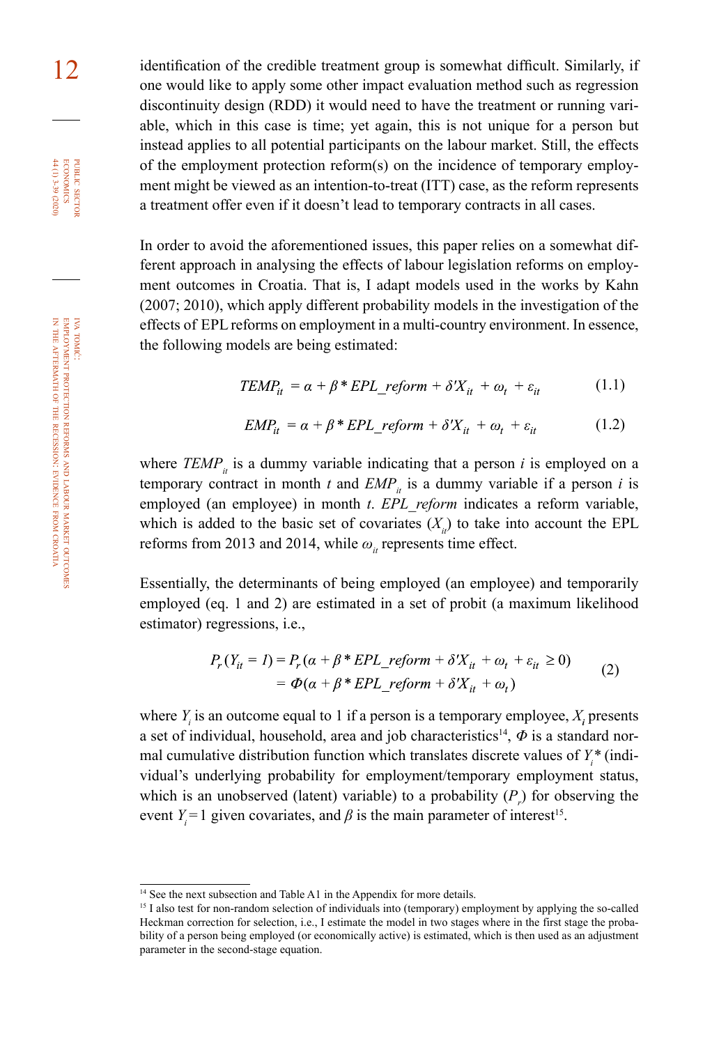identification of the credible treatment group is somewhat difficult. Similarly, if one would like to apply some other impact evaluation method such as regression discontinuity design (RDD) it would need to have the treatment or running variable, which in this case is time; yet again, this is not unique for a person but instead applies to all potential participants on the labour market. Still, the effects of the employment protection reform(s) on the incidence of temporary employment might be viewed as an intention-to-treat (ITT) case, as the reform represents a treatment offer even if it doesn't lead to temporary contracts in all cases.

In order to avoid the aforementioned issues, this paper relies on a somewhat different approach in analysing the effects of labour legislation reforms on employment outcomes in Croatia. That is, I adapt models used in the works by Kahn (2007; 2010), which apply different probability models in the investigation of the effects of EPL reforms on employment in a multi-country environment. In essence, the following models are being estimated:

$$TEMP_{it} = \alpha + \beta * EPL\_reform + \delta' X_{it} + \omega_t + \varepsilon_{it} \tag{1.1}$$

$$EMP_{it} = \alpha + \beta * EPL\_reform + \delta' X_{it} + \omega_t + \varepsilon_{it} \tag{1.2}$$

where $TEMP_{it}$ is a dummy variable indicating that a person $i$ is employed on a temporary contract in month $t$ and $EMP_{it}$ is a dummy variable if a person $i$ is employed (an employee) in month $t$. *EPL_reform* indicates a reform variable, which is added to the basic set of covariates ($X_{it}$) to take into account the EPL reforms from 2013 and 2014, while $\omega_{it}$ represents time effect.

Essentially, the determinants of being employed (an employee) and temporarily employed (eq. 1 and 2) are estimated in a set of probit (a maximum likelihood estimator) regressions, i.e.,

$$\begin{aligned} P_r(Y_{it} = 1) &= P_r(\alpha + \beta * EPL\_reform + \delta' X_{it} + \omega_t + \varepsilon_{it} \geq 0) \\ &= \Phi(\alpha + \beta * EPL\_reform + \delta' X_{it} + \omega_t) \end{aligned} \tag{2}$$

where $Y_i$ is an outcome equal to 1 if a person is a temporary employee, $X_i$ presents a set of individual, household, area and job characteristics[14], $\Phi$ is a standard normal cumulative distribution function which translates discrete values of $Y_i^*$ (individual's underlying probability for employment/temporary employment status, which is an unobserved (latent) variable) to a probability ($P_r$) for observing the event $Y_i = 1$ given covariates, and $\beta$ is the main parameter of interest[15].

---

[14] See the next subsection and Table A1 in the Appendix for more details.

[15] I also test for non-random selection of individuals into (temporary) employment by applying the so-called Heckman correction for selection, i.e., I estimate the model in two stages where in the first stage the probability of a person being employed (or economically active) is estimated, which is then used as an adjustment parameter in the second-stage equation.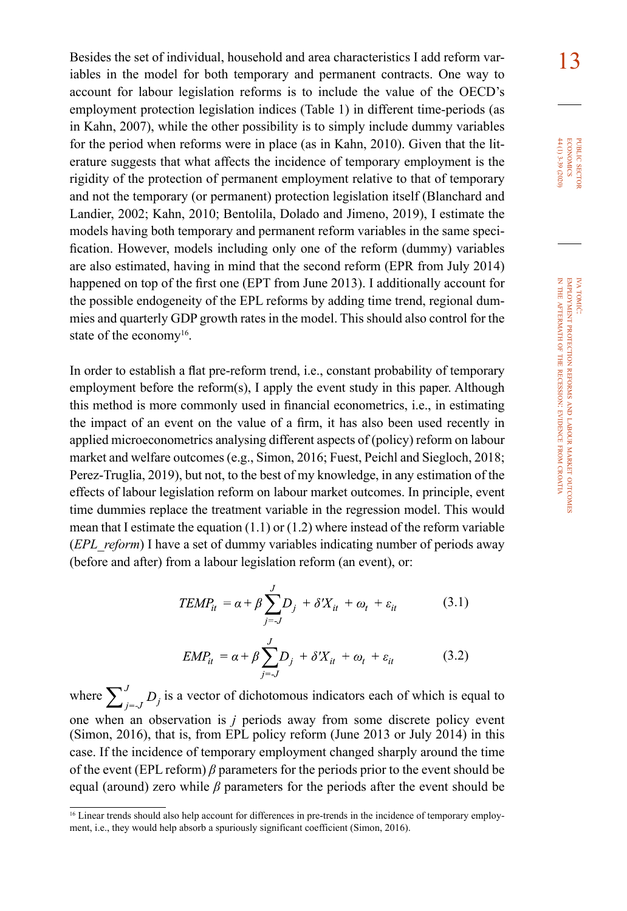Besides the set of individual, household and area characteristics I add reform variables in the model for both temporary and permanent contracts. One way to account for labour legislation reforms is to include the value of the OECD's employment protection legislation indices (Table 1) in different time-periods (as in Kahn, 2007), while the other possibility is to simply include dummy variables for the period when reforms were in place (as in Kahn, 2010). Given that the literature suggests that what affects the incidence of temporary employment is the rigidity of the protection of permanent employment relative to that of temporary and not the temporary (or permanent) protection legislation itself (Blanchard and Landier, 2002; Kahn, 2010; Bentolila, Dolado and Jimeno, 2019), I estimate the models having both temporary and permanent reform variables in the same specification. However, models including only one of the reform (dummy) variables are also estimated, having in mind that the second reform (EPR from July 2014) happened on top of the first one (EPT from June 2013). I additionally account for the possible endogeneity of the EPL reforms by adding time trend, regional dummies and quarterly GDP growth rates in the model. This should also control for the state of the economy[16].

In order to establish a flat pre-reform trend, i.e., constant probability of temporary employment before the reform(s), I apply the event study in this paper. Although this method is more commonly used in financial econometrics, i.e., in estimating the impact of an event on the value of a firm, it has also been used recently in applied microeconometrics analysing different aspects of (policy) reform on labour market and welfare outcomes (e.g., Simon, 2016; Fuest, Peichl and Siegloch, 2018; Perez-Truglia, 2019), but not, to the best of my knowledge, in any estimation of the effects of labour legislation reform on labour market outcomes. In principle, event time dummies replace the treatment variable in the regression model. This would mean that I estimate the equation (1.1) or (1.2) where instead of the reform variable (*EPL_reform*) I have a set of dummy variables indicating number of periods away (before and after) from a labour legislation reform (an event), or:

$$TEMP_{it} = \alpha + \beta \sum_{j=-J}^{J} D_j + \delta' X_{it} + \omega_t + \varepsilon_{it} \qquad (3.1)$$

$$EMP_{it} = \alpha + \beta \sum_{j=-J}^{J} D_j + \delta' X_{it} + \omega_t + \varepsilon_{it} \qquad (3.2)$$

where $\sum_{j=-J}^{J} D_j$ is a vector of dichotomous indicators each of which is equal to one when an observation is $j$ periods away from some discrete policy event (Simon, 2016), that is, from EPL policy reform (June 2013 or July 2014) in this case. If the incidence of temporary employment changed sharply around the time of the event (EPL reform) $\beta$ parameters for the periods prior to the event should be equal (around) zero while $\beta$ parameters for the periods after the event should be

[16] Linear trends should also help account for differences in pre-trends in the incidence of temporary employment, i.e., they would help absorb a spuriously significant coefficient (Simon, 2016).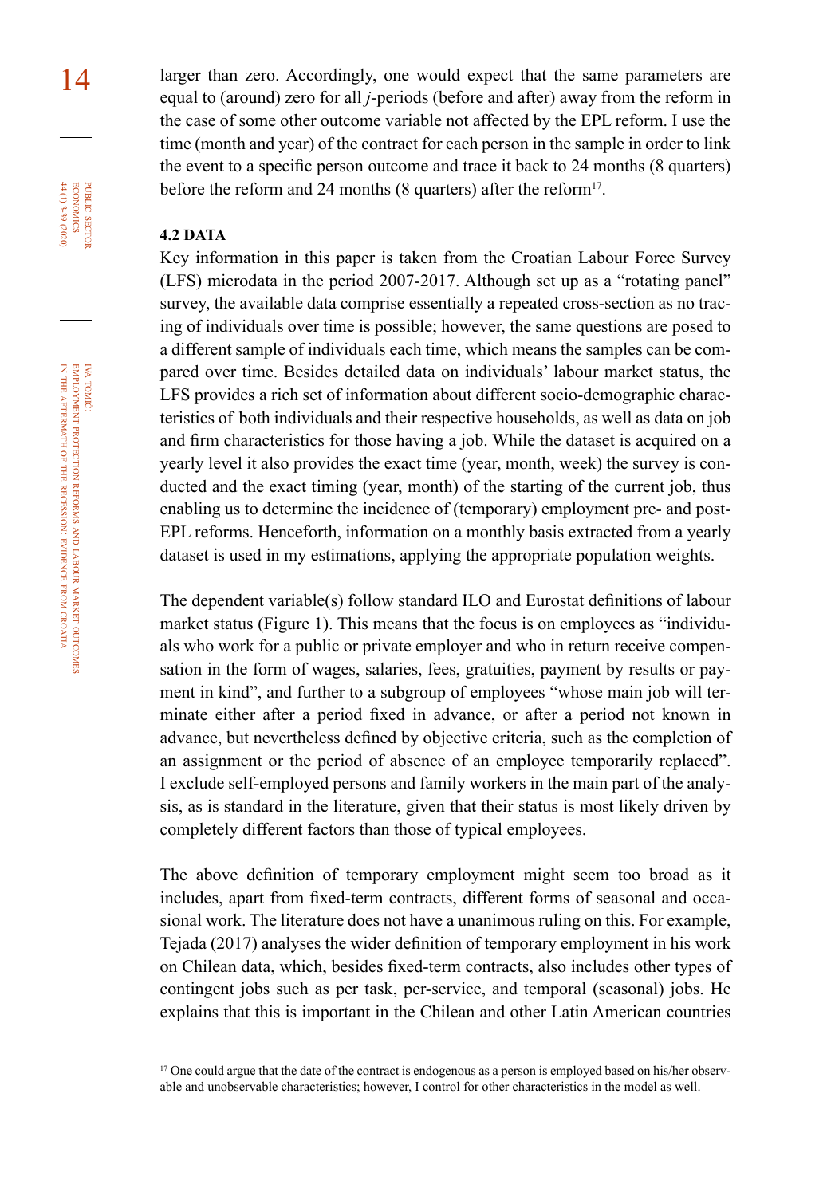larger than zero. Accordingly, one would expect that the same parameters are equal to (around) zero for all *j*-periods (before and after) away from the reform in the case of some other outcome variable not affected by the EPL reform. I use the time (month and year) of the contract for each person in the sample in order to link the event to a specific person outcome and trace it back to 24 months (8 quarters) before the reform and 24 months (8 quarters) after the reform[17].

### 4.2 DATA

Key information in this paper is taken from the Croatian Labour Force Survey (LFS) microdata in the period 2007-2017. Although set up as a "rotating panel" survey, the available data comprise essentially a repeated cross-section as no tracing of individuals over time is possible; however, the same questions are posed to a different sample of individuals each time, which means the samples can be compared over time. Besides detailed data on individuals' labour market status, the LFS provides a rich set of information about different socio-demographic characteristics of both individuals and their respective households, as well as data on job and firm characteristics for those having a job. While the dataset is acquired on a yearly level it also provides the exact time (year, month, week) the survey is conducted and the exact timing (year, month) of the starting of the current job, thus enabling us to determine the incidence of (temporary) employment pre- and post-EPL reforms. Henceforth, information on a monthly basis extracted from a yearly dataset is used in my estimations, applying the appropriate population weights.

The dependent variable(s) follow standard ILO and Eurostat definitions of labour market status (Figure 1). This means that the focus is on employees as "individuals who work for a public or private employer and who in return receive compensation in the form of wages, salaries, fees, gratuities, payment by results or payment in kind", and further to a subgroup of employees "whose main job will terminate either after a period fixed in advance, or after a period not known in advance, but nevertheless defined by objective criteria, such as the completion of an assignment or the period of absence of an employee temporarily replaced". I exclude self-employed persons and family workers in the main part of the analysis, as is standard in the literature, given that their status is most likely driven by completely different factors than those of typical employees.

The above definition of temporary employment might seem too broad as it includes, apart from fixed-term contracts, different forms of seasonal and occasional work. The literature does not have a unanimous ruling on this. For example, Tejada (2017) analyses the wider definition of temporary employment in his work on Chilean data, which, besides fixed-term contracts, also includes other types of contingent jobs such as per task, per-service, and temporal (seasonal) jobs. He explains that this is important in the Chilean and other Latin American countries

[17] One could argue that the date of the contract is endogenous as a person is employed based on his/her observable and unobservable characteristics; however, I control for other characteristics in the model as well.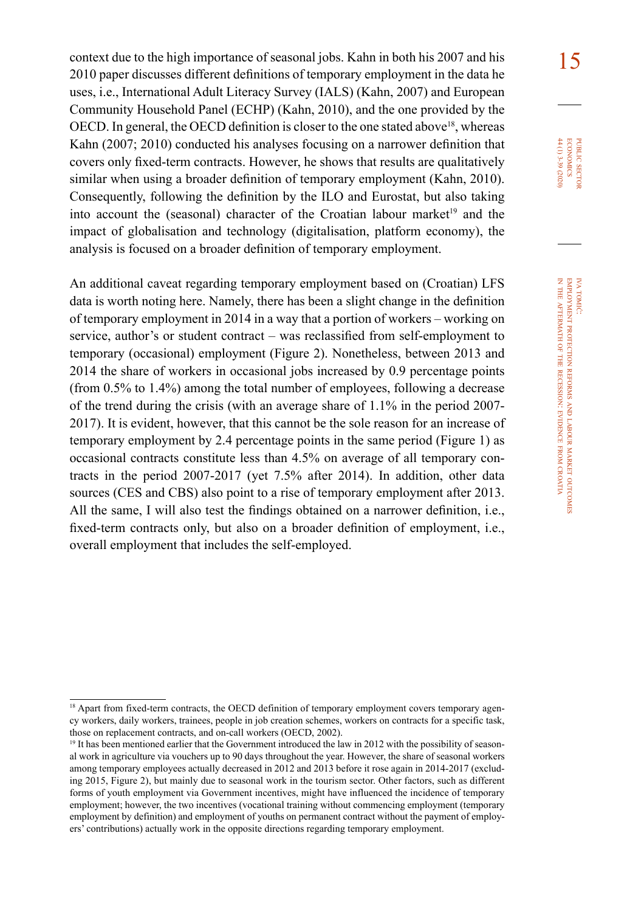context due to the high importance of seasonal jobs. Kahn in both his 2007 and his 2010 paper discusses different definitions of temporary employment in the data he uses, i.e., International Adult Literacy Survey (IALS) (Kahn, 2007) and European Community Household Panel (ECHP) (Kahn, 2010), and the one provided by the OECD. In general, the OECD definition is closer to the one stated above[18], whereas Kahn (2007; 2010) conducted his analyses focusing on a narrower definition that covers only fixed-term contracts. However, he shows that results are qualitatively similar when using a broader definition of temporary employment (Kahn, 2010). Consequently, following the definition by the ILO and Eurostat, but also taking into account the (seasonal) character of the Croatian labour market[19] and the impact of globalisation and technology (digitalisation, platform economy), the analysis is focused on a broader definition of temporary employment.

An additional caveat regarding temporary employment based on (Croatian) LFS data is worth noting here. Namely, there has been a slight change in the definition of temporary employment in 2014 in a way that a portion of workers – working on service, author's or student contract – was reclassified from self-employment to temporary (occasional) employment (Figure 2). Nonetheless, between 2013 and 2014 the share of workers in occasional jobs increased by 0.9 percentage points (from 0.5% to 1.4%) among the total number of employees, following a decrease of the trend during the crisis (with an average share of 1.1% in the period 2007-2017). It is evident, however, that this cannot be the sole reason for an increase of temporary employment by 2.4 percentage points in the same period (Figure 1) as occasional contracts constitute less than 4.5% on average of all temporary contracts in the period 2007-2017 (yet 7.5% after 2014). In addition, other data sources (CES and CBS) also point to a rise of temporary employment after 2013. All the same, I will also test the findings obtained on a narrower definition, i.e., fixed-term contracts only, but also on a broader definition of employment, i.e., overall employment that includes the self-employed.

---

[18] Apart from fixed-term contracts, the OECD definition of temporary employment covers temporary agency workers, daily workers, trainees, people in job creation schemes, workers on contracts for a specific task, those on replacement contracts, and on-call workers (OECD, 2002).

[19] It has been mentioned earlier that the Government introduced the law in 2012 with the possibility of seasonal work in agriculture via vouchers up to 90 days throughout the year. However, the share of seasonal workers among temporary employees actually decreased in 2012 and 2013 before it rose again in 2014-2017 (excluding 2015, Figure 2), but mainly due to seasonal work in the tourism sector. Other factors, such as different forms of youth employment via Government incentives, might have influenced the incidence of temporary employment; however, the two incentives (vocational training without commencing employment (temporary employment by definition) and employment of youths on permanent contract without the payment of employers' contributions) actually work in the opposite directions regarding temporary employment.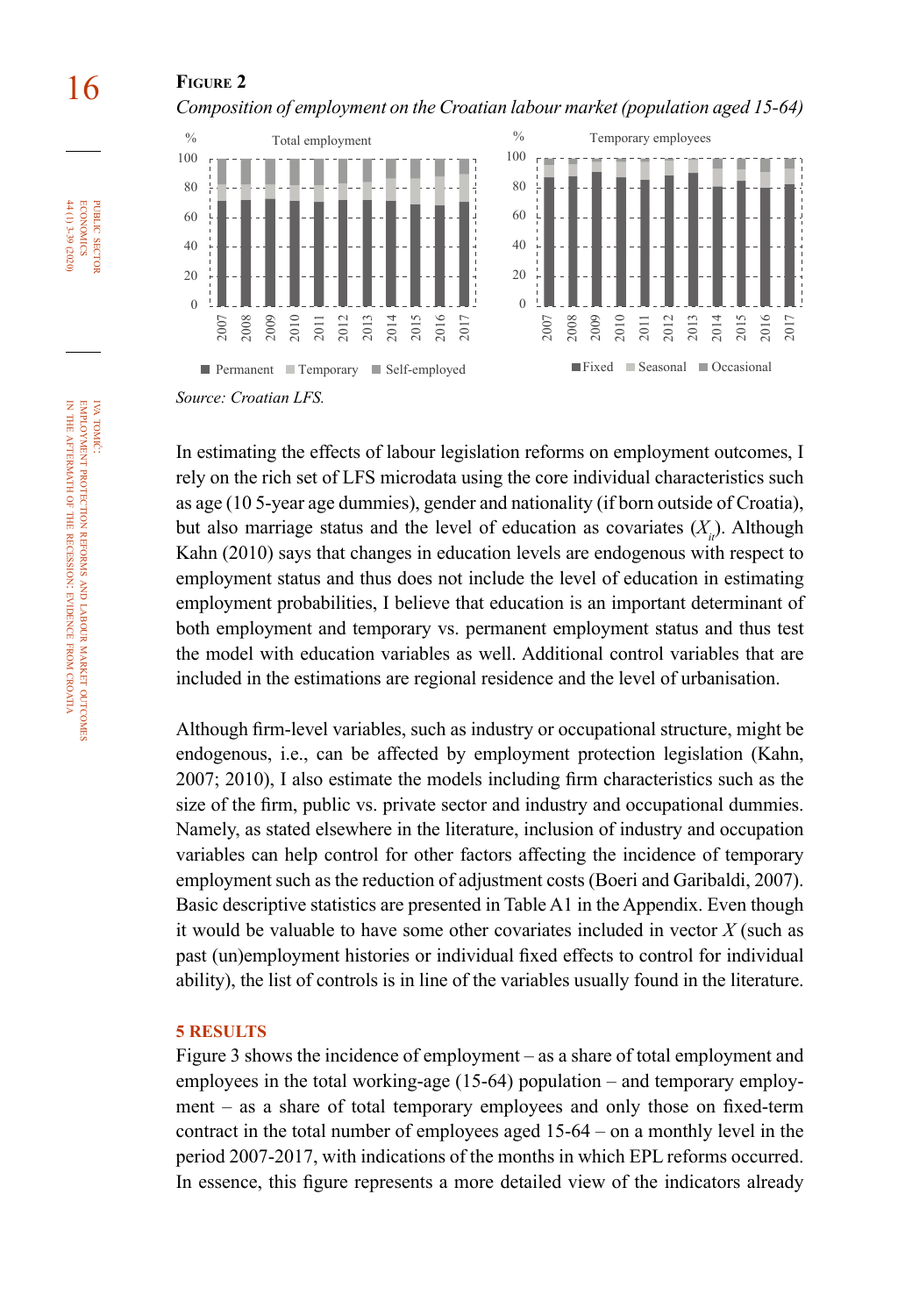**Figure 2**

*Composition of employment on the Croatian labour market (population aged 15-64)*

*Source: Croatian LFS.*

In estimating the effects of labour legislation reforms on employment outcomes, I rely on the rich set of LFS microdata using the core individual characteristics such as age (10 5-year age dummies), gender and nationality (if born outside of Croatia), but also marriage status and the level of education as covariates ($X_{it}$). Although Kahn (2010) says that changes in education levels are endogenous with respect to employment status and thus does not include the level of education in estimating employment probabilities, I believe that education is an important determinant of both employment and temporary vs. permanent employment status and thus test the model with education variables as well. Additional control variables that are included in the estimations are regional residence and the level of urbanisation.

Although firm-level variables, such as industry or occupational structure, might be endogenous, i.e., can be affected by employment protection legislation (Kahn, 2007; 2010), I also estimate the models including firm characteristics such as the size of the firm, public vs. private sector and industry and occupational dummies. Namely, as stated elsewhere in the literature, inclusion of industry and occupation variables can help control for other factors affecting the incidence of temporary employment such as the reduction of adjustment costs (Boeri and Garibaldi, 2007). Basic descriptive statistics are presented in Table A1 in the Appendix. Even though it would be valuable to have some other covariates included in vector $X$ (such as past (un)employment histories or individual fixed effects to control for individual ability), the list of controls is in line of the variables usually found in the literature.

## 5 RESULTS

Figure 3 shows the incidence of employment – as a share of total employment and employees in the total working-age (15-64) population – and temporary employment – as a share of total temporary employees and only those on fixed-term contract in the total number of employees aged 15-64 – on a monthly level in the period 2007-2017, with indications of the months in which EPL reforms occurred. In essence, this figure represents a more detailed view of the indicators already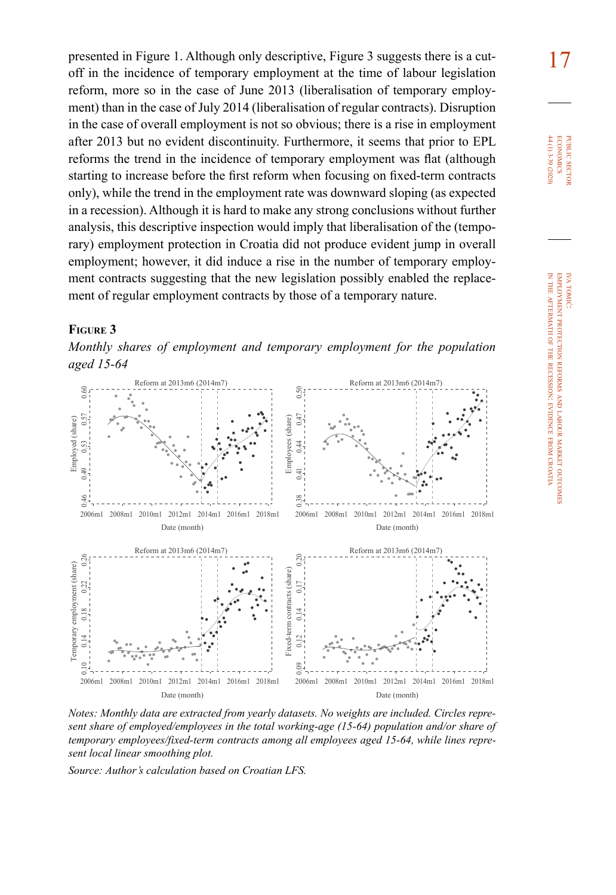presented in Figure 1. Although only descriptive, Figure 3 suggests there is a cut-off in the incidence of temporary employment at the time of labour legislation reform, more so in the case of June 2013 (liberalisation of temporary employment) than in the case of July 2014 (liberalisation of regular contracts). Disruption in the case of overall employment is not so obvious; there is a rise in employment after 2013 but no evident discontinuity. Furthermore, it seems that prior to EPL reforms the trend in the incidence of temporary employment was flat (although starting to increase before the first reform when focusing on fixed-term contracts only), while the trend in the employment rate was downward sloping (as expected in a recession). Although it is hard to make any strong conclusions without further analysis, this descriptive inspection would imply that liberalisation of the (temporary) employment protection in Croatia did not produce evident jump in overall employment; however, it did induce a rise in the number of temporary employment contracts suggesting that the new legislation possibly enabled the replacement of regular employment contracts by those of a temporary nature.

**Figure 3**

*Monthly shares of employment and temporary employment for the population aged 15-64*

*Notes: Monthly data are extracted from yearly datasets. No weights are included. Circles represent share of employed/employees in the total working-age (15-64) population and/or share of temporary employees/fixed-term contracts among all employees aged 15-64, while lines represent local linear smoothing plot.*

*Source: Author's calculation based on Croatian LFS.*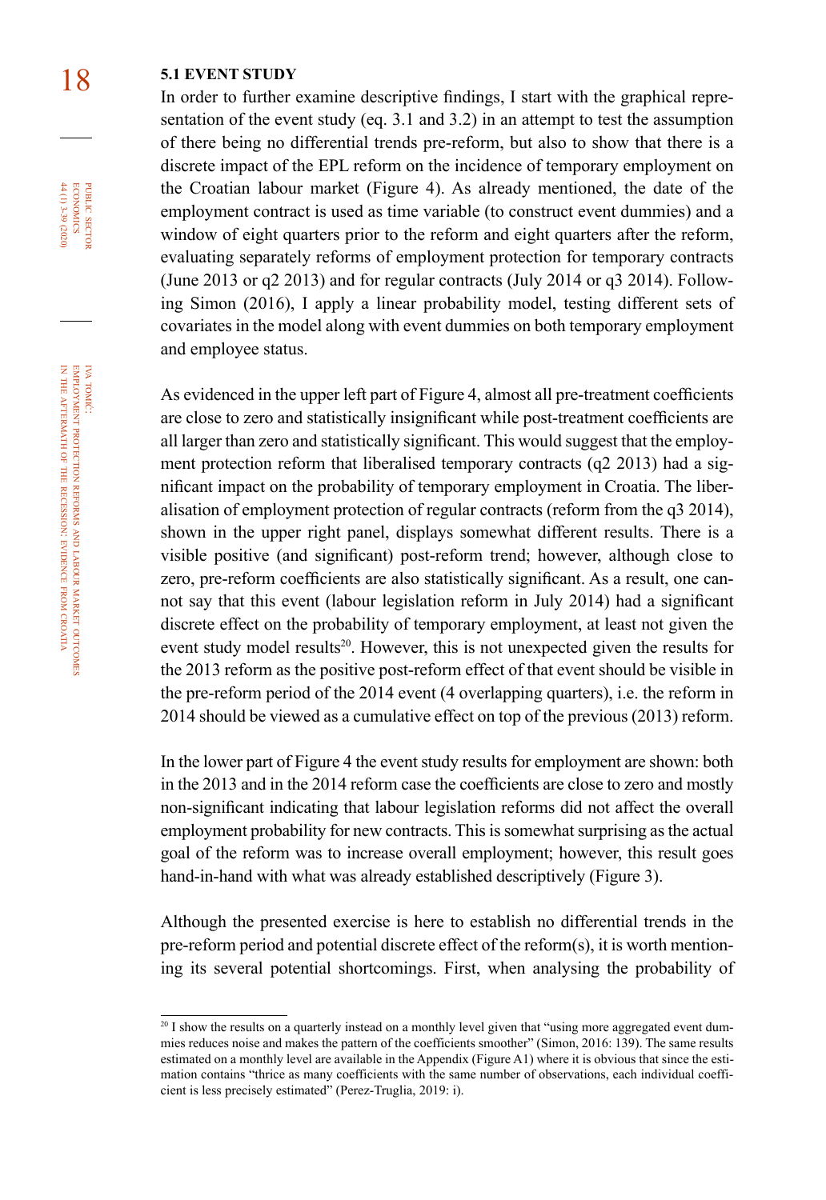### 5.1 EVENT STUDY

In order to further examine descriptive findings, I start with the graphical representation of the event study (eq. 3.1 and 3.2) in an attempt to test the assumption of there being no differential trends pre-reform, but also to show that there is a discrete impact of the EPL reform on the incidence of temporary employment on the Croatian labour market (Figure 4). As already mentioned, the date of the employment contract is used as time variable (to construct event dummies) and a window of eight quarters prior to the reform and eight quarters after the reform, evaluating separately reforms of employment protection for temporary contracts (June 2013 or q2 2013) and for regular contracts (July 2014 or q3 2014). Following Simon (2016), I apply a linear probability model, testing different sets of covariates in the model along with event dummies on both temporary employment and employee status.

As evidenced in the upper left part of Figure 4, almost all pre-treatment coefficients are close to zero and statistically insignificant while post-treatment coefficients are all larger than zero and statistically significant. This would suggest that the employment protection reform that liberalised temporary contracts (q2 2013) had a significant impact on the probability of temporary employment in Croatia. The liberalisation of employment protection of regular contracts (reform from the q3 2014), shown in the upper right panel, displays somewhat different results. There is a visible positive (and significant) post-reform trend; however, although close to zero, pre-reform coefficients are also statistically significant. As a result, one cannot say that this event (labour legislation reform in July 2014) had a significant discrete effect on the probability of temporary employment, at least not given the event study model results[20]. However, this is not unexpected given the results for the 2013 reform as the positive post-reform effect of that event should be visible in the pre-reform period of the 2014 event (4 overlapping quarters), i.e. the reform in 2014 should be viewed as a cumulative effect on top of the previous (2013) reform.

In the lower part of Figure 4 the event study results for employment are shown: both in the 2013 and in the 2014 reform case the coefficients are close to zero and mostly non-significant indicating that labour legislation reforms did not affect the overall employment probability for new contracts. This is somewhat surprising as the actual goal of the reform was to increase overall employment; however, this result goes hand-in-hand with what was already established descriptively (Figure 3).

Although the presented exercise is here to establish no differential trends in the pre-reform period and potential discrete effect of the reform(s), it is worth mentioning its several potential shortcomings. First, when analysing the probability of

---

[20] I show the results on a quarterly instead on a monthly level given that "using more aggregated event dummies reduces noise and makes the pattern of the coefficients smoother" (Simon, 2016: 139). The same results estimated on a monthly level are available in the Appendix (Figure A1) where it is obvious that since the estimation contains "thrice as many coefficients with the same number of observations, each individual coefficient is less precisely estimated" (Perez-Truglia, 2019: i).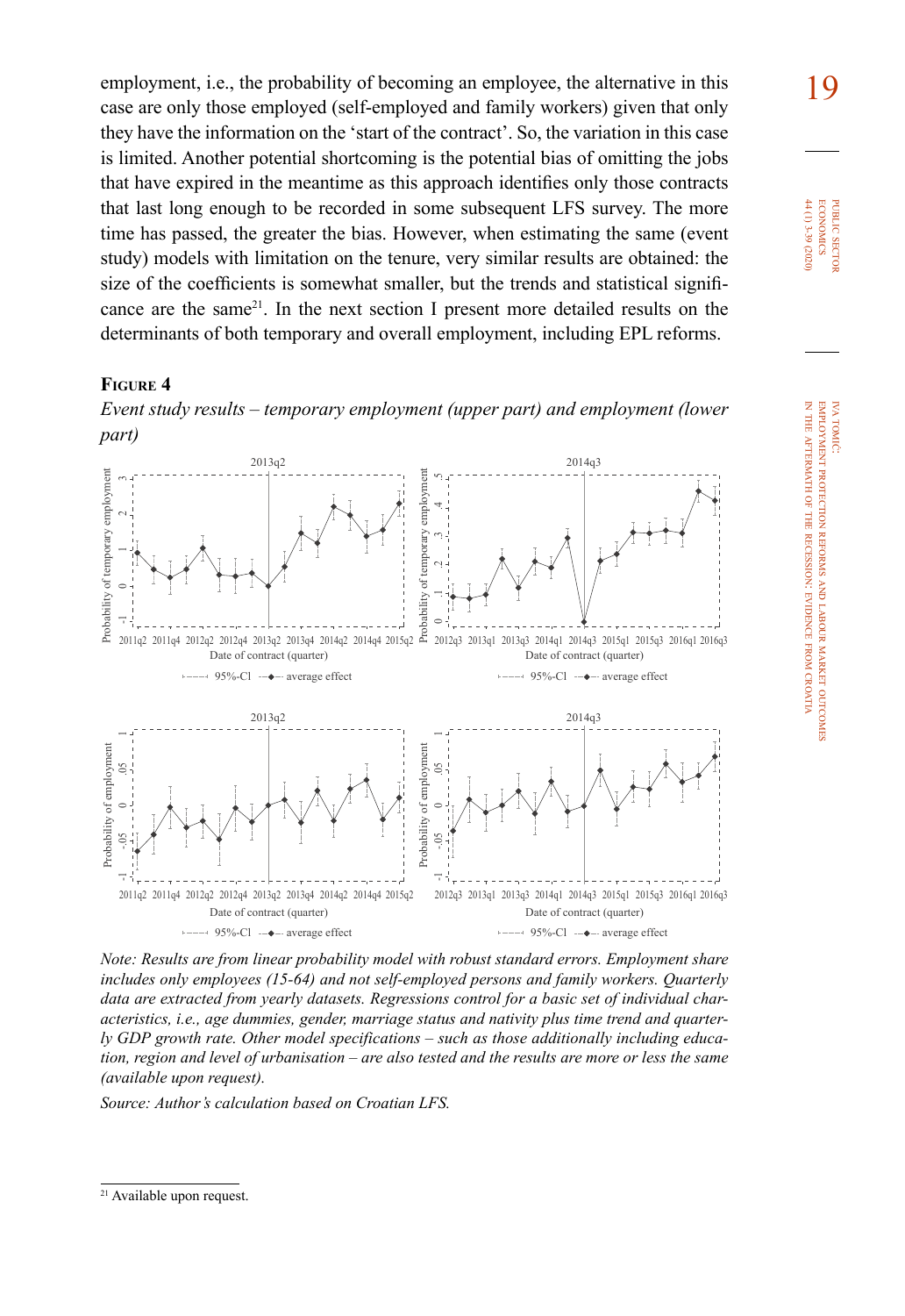employment, i.e., the probability of becoming an employee, the alternative in this case are only those employed (self-employed and family workers) given that only they have the information on the 'start of the contract'. So, the variation in this case is limited. Another potential shortcoming is the potential bias of omitting the jobs that have expired in the meantime as this approach identifies only those contracts that last long enough to be recorded in some subsequent LFS survey. The more time has passed, the greater the bias. However, when estimating the same (event study) models with limitation on the tenure, very similar results are obtained: the size of the coefficients is somewhat smaller, but the trends and statistical significance are the same[21]. In the next section I present more detailed results on the determinants of both temporary and overall employment, including EPL reforms.

**Figure 4**

*Event study results – temporary employment (upper part) and employment (lower part)*

*Note: Results are from linear probability model with robust standard errors. Employment share includes only employees (15-64) and not self-employed persons and family workers. Quarterly data are extracted from yearly datasets. Regressions control for a basic set of individual characteristics, i.e., age dummies, gender, marriage status and nativity plus time trend and quarterly GDP growth rate. Other model specifications – such as those additionally including education, region and level of urbanisation – are also tested and the results are more or less the same (available upon request).*

*Source: Author's calculation based on Croatian LFS.*

[21] Available upon request.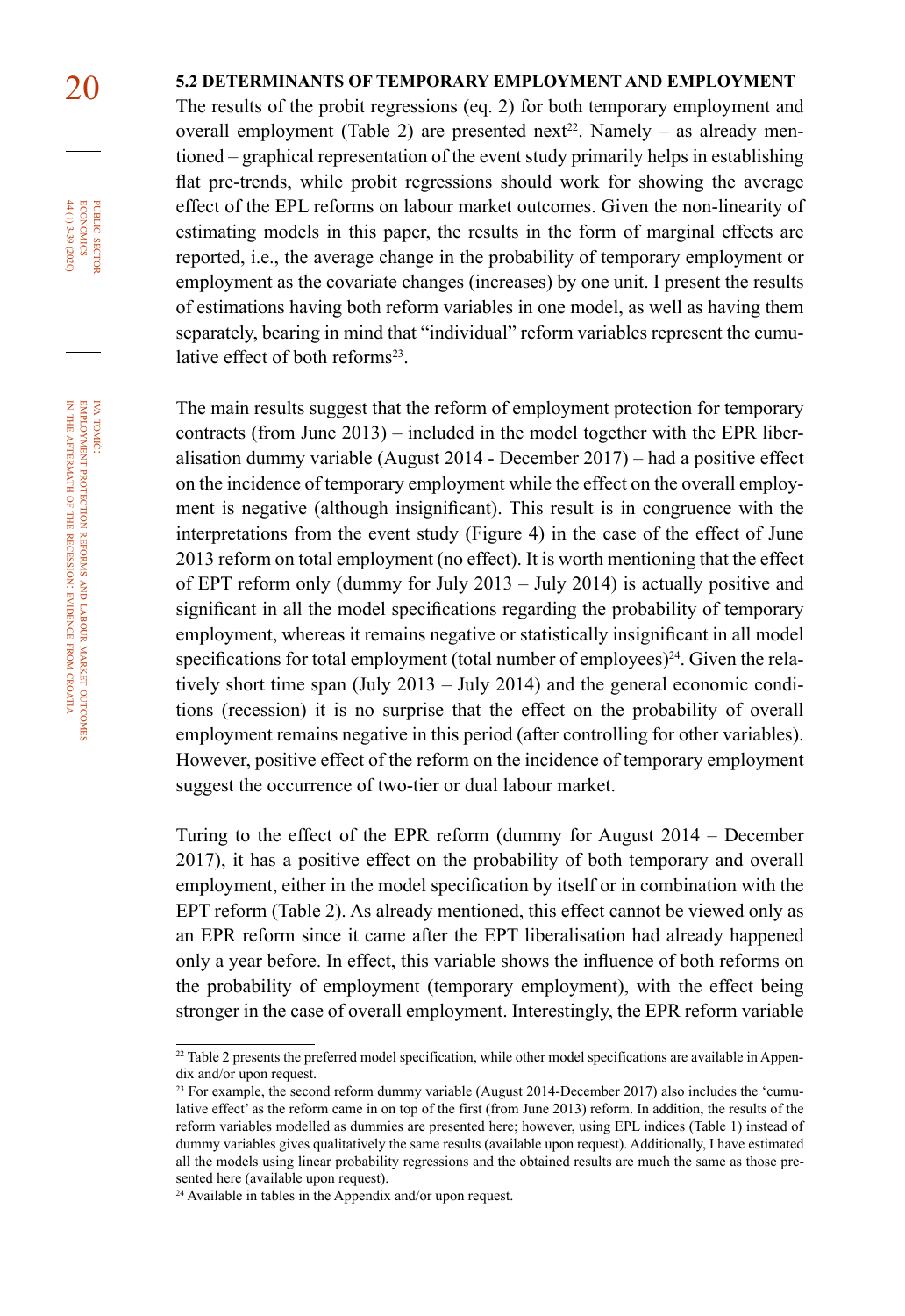### 5.2 DETERMINANTS OF TEMPORARY EMPLOYMENT AND EMPLOYMENT

The results of the probit regressions (eq. 2) for both temporary employment and overall employment (Table 2) are presented next[22]. Namely – as already mentioned – graphical representation of the event study primarily helps in establishing flat pre-trends, while probit regressions should work for showing the average effect of the EPL reforms on labour market outcomes. Given the non-linearity of estimating models in this paper, the results in the form of marginal effects are reported, i.e., the average change in the probability of temporary employment or employment as the covariate changes (increases) by one unit. I present the results of estimations having both reform variables in one model, as well as having them separately, bearing in mind that "individual" reform variables represent the cumulative effect of both reforms[23].

The main results suggest that the reform of employment protection for temporary contracts (from June 2013) – included in the model together with the EPR liberalisation dummy variable (August 2014 - December 2017) – had a positive effect on the incidence of temporary employment while the effect on the overall employment is negative (although insignificant). This result is in congruence with the interpretations from the event study (Figure 4) in the case of the effect of June 2013 reform on total employment (no effect). It is worth mentioning that the effect of EPT reform only (dummy for July 2013 – July 2014) is actually positive and significant in all the model specifications regarding the probability of temporary employment, whereas it remains negative or statistically insignificant in all model specifications for total employment (total number of employees)[24]. Given the relatively short time span (July 2013 – July 2014) and the general economic conditions (recession) it is no surprise that the effect on the probability of overall employment remains negative in this period (after controlling for other variables). However, positive effect of the reform on the incidence of temporary employment suggest the occurrence of two-tier or dual labour market.

Turing to the effect of the EPR reform (dummy for August 2014 – December 2017), it has a positive effect on the probability of both temporary and overall employment, either in the model specification by itself or in combination with the EPT reform (Table 2). As already mentioned, this effect cannot be viewed only as an EPR reform since it came after the EPT liberalisation had already happened only a year before. In effect, this variable shows the influence of both reforms on the probability of employment (temporary employment), with the effect being stronger in the case of overall employment. Interestingly, the EPR reform variable

[22] Table 2 presents the preferred model specification, while other model specifications are available in Appendix and/or upon request.

[23] For example, the second reform dummy variable (August 2014-December 2017) also includes the 'cumulative effect' as the reform came in on top of the first (from June 2013) reform. In addition, the results of the reform variables modelled as dummies are presented here; however, using EPL indices (Table 1) instead of dummy variables gives qualitatively the same results (available upon request). Additionally, I have estimated all the models using linear probability regressions and the obtained results are much the same as those presented here (available upon request).

[24] Available in tables in the Appendix and/or upon request.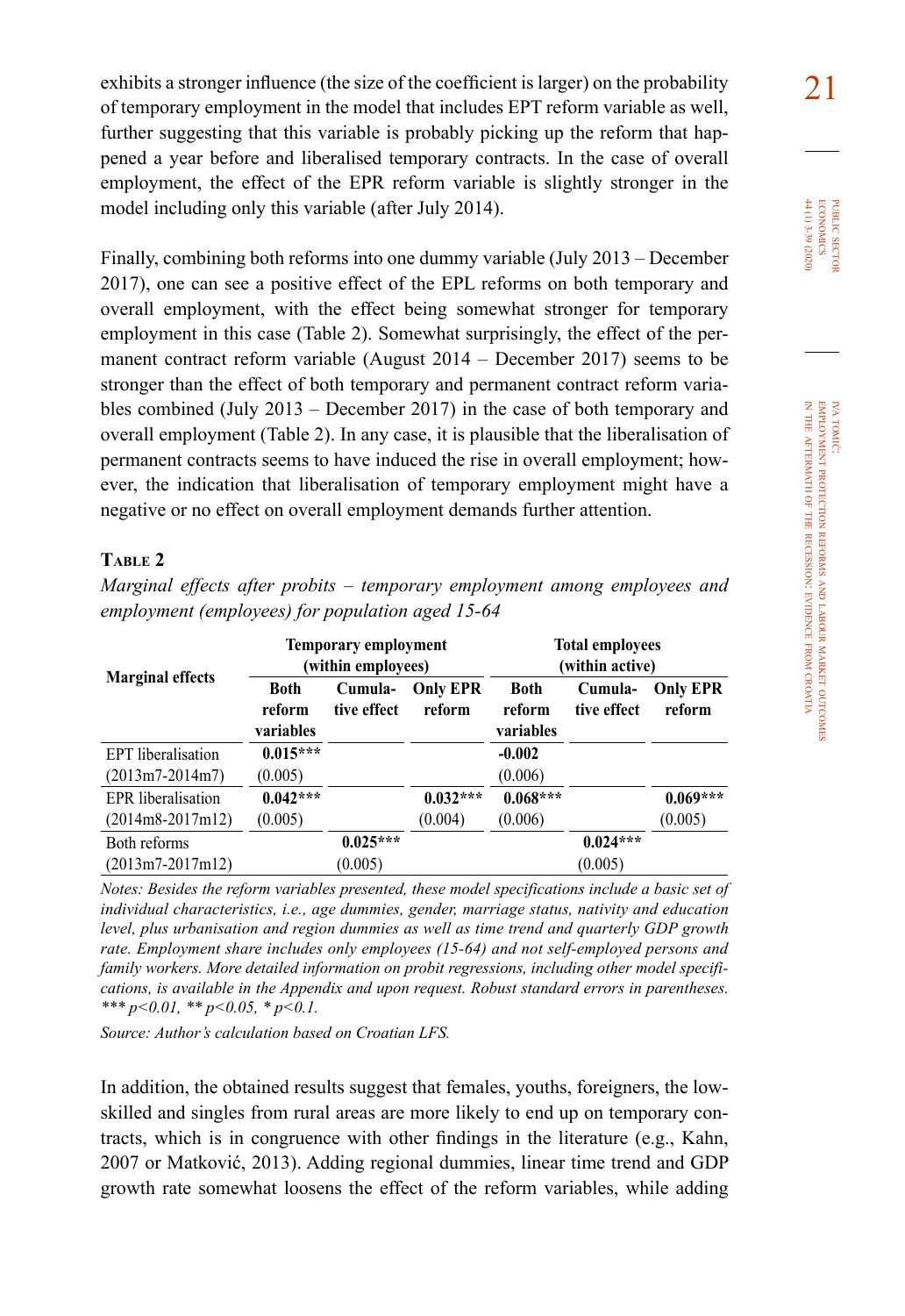exhibits a stronger influence (the size of the coefficient is larger) on the probability of temporary employment in the model that includes EPT reform variable as well, further suggesting that this variable is probably picking up the reform that happened a year before and liberalised temporary contracts. In the case of overall employment, the effect of the EPR reform variable is slightly stronger in the model including only this variable (after July 2014).

Finally, combining both reforms into one dummy variable (July 2013 – December 2017), one can see a positive effect of the EPL reforms on both temporary and overall employment, with the effect being somewhat stronger for temporary employment in this case (Table 2). Somewhat surprisingly, the effect of the permanent contract reform variable (August 2014 – December 2017) seems to be stronger than the effect of both temporary and permanent contract reform variables combined (July 2013 – December 2017) in the case of both temporary and overall employment (Table 2). In any case, it is plausible that the liberalisation of permanent contracts seems to have induced the rise in overall employment; however, the indication that liberalisation of temporary employment might have a negative or no effect on overall employment demands further attention.

**Table 2**

*Marginal effects after probits – temporary employment among employees and employment (employees) for population aged 15-64*

| Marginal effects | Temporary employment (within employees) | | | Total employees (within active) | | |
|---|---|---|---|---|---|---|
| | Both reform variables | Cumulative effect | Only EPR reform | Both reform variables | Cumulative effect | Only EPR reform |
| EPT liberalisation (2013m7-2014m7) | **0.015***** (0.005) | | | **-0.002** (0.006) | | |
| EPR liberalisation (2014m8-2017m12) | **0.042***** (0.005) | | **0.032***** (0.004) | **0.068***** (0.006) | | **0.069***** (0.005) |
| Both reforms (2013m7-2017m12) | | **0.025***** (0.005) | | | **0.024***** (0.005) | |

*Notes: Besides the reform variables presented, these model specifications include a basic set of individual characteristics, i.e., age dummies, gender, marriage status, nativity and education level, plus urbanisation and region dummies as well as time trend and quarterly GDP growth rate. Employment share includes only employees (15-64) and not self-employed persons and family workers. More detailed information on probit regressions, including other model specifications, is available in the Appendix and upon request. Robust standard errors in parentheses. *** p<0.01, ** p<0.05, * p<0.1.*

*Source: Author's calculation based on Croatian LFS.*

In addition, the obtained results suggest that females, youths, foreigners, the low-skilled and singles from rural areas are more likely to end up on temporary contracts, which is in congruence with other findings in the literature (e.g., Kahn, 2007 or Matković, 2013). Adding regional dummies, linear time trend and GDP growth rate somewhat loosens the effect of the reform variables, while adding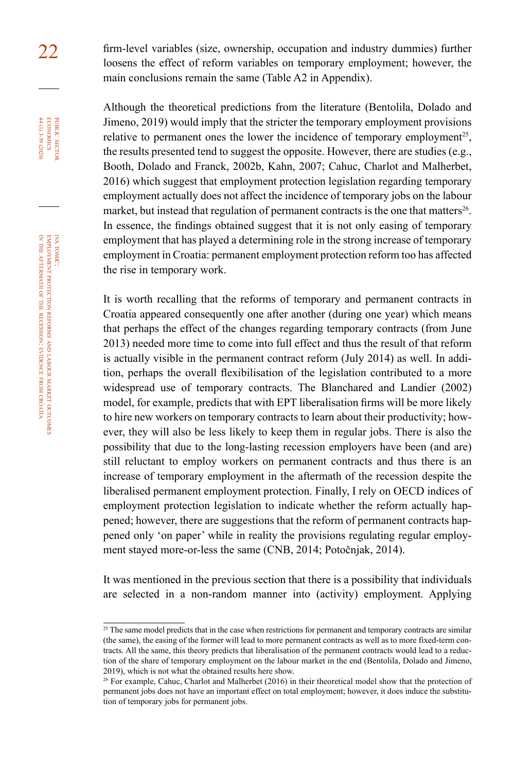firm-level variables (size, ownership, occupation and industry dummies) further loosens the effect of reform variables on temporary employment; however, the main conclusions remain the same (Table A2 in Appendix).

Although the theoretical predictions from the literature (Bentolila, Dolado and Jimeno, 2019) would imply that the stricter the temporary employment provisions relative to permanent ones the lower the incidence of temporary employment[25], the results presented tend to suggest the opposite. However, there are studies (e.g., Booth, Dolado and Franck, 2002b, Kahn, 2007; Cahuc, Charlot and Malherbet, 2016) which suggest that employment protection legislation regarding temporary employment actually does not affect the incidence of temporary jobs on the labour market, but instead that regulation of permanent contracts is the one that matters[26]. In essence, the findings obtained suggest that it is not only easing of temporary employment that has played a determining role in the strong increase of temporary employment in Croatia: permanent employment protection reform too has affected the rise in temporary work.

It is worth recalling that the reforms of temporary and permanent contracts in Croatia appeared consequently one after another (during one year) which means that perhaps the effect of the changes regarding temporary contracts (from June 2013) needed more time to come into full effect and thus the result of that reform is actually visible in the permanent contract reform (July 2014) as well. In addition, perhaps the overall flexibilisation of the legislation contributed to a more widespread use of temporary contracts. The Blanchard and Landier (2002) model, for example, predicts that with EPT liberalisation firms will be more likely to hire new workers on temporary contracts to learn about their productivity; however, they will also be less likely to keep them in regular jobs. There is also the possibility that due to the long-lasting recession employers have been (and are) still reluctant to employ workers on permanent contracts and thus there is an increase of temporary employment in the aftermath of the recession despite the liberalised permanent employment protection. Finally, I rely on OECD indices of employment protection legislation to indicate whether the reform actually happened; however, there are suggestions that the reform of permanent contracts happened only 'on paper' while in reality the provisions regulating regular employment stayed more-or-less the same (CNB, 2014; Potočnjak, 2014).

It was mentioned in the previous section that there is a possibility that individuals are selected in a non-random manner into (activity) employment. Applying

---

[25] The same model predicts that in the case when restrictions for permanent and temporary contracts are similar (the same), the easing of the former will lead to more permanent contracts as well as to more fixed-term contracts. All the same, this theory predicts that liberalisation of the permanent contracts would lead to a reduction of the share of temporary employment on the labour market in the end (Bentolila, Dolado and Jimeno, 2019), which is not what the obtained results here show.

[26] For example, Cahuc, Charlot and Malherbet (2016) in their theoretical model show that the protection of permanent jobs does not have an important effect on total employment; however, it does induce the substitution of temporary jobs for permanent jobs.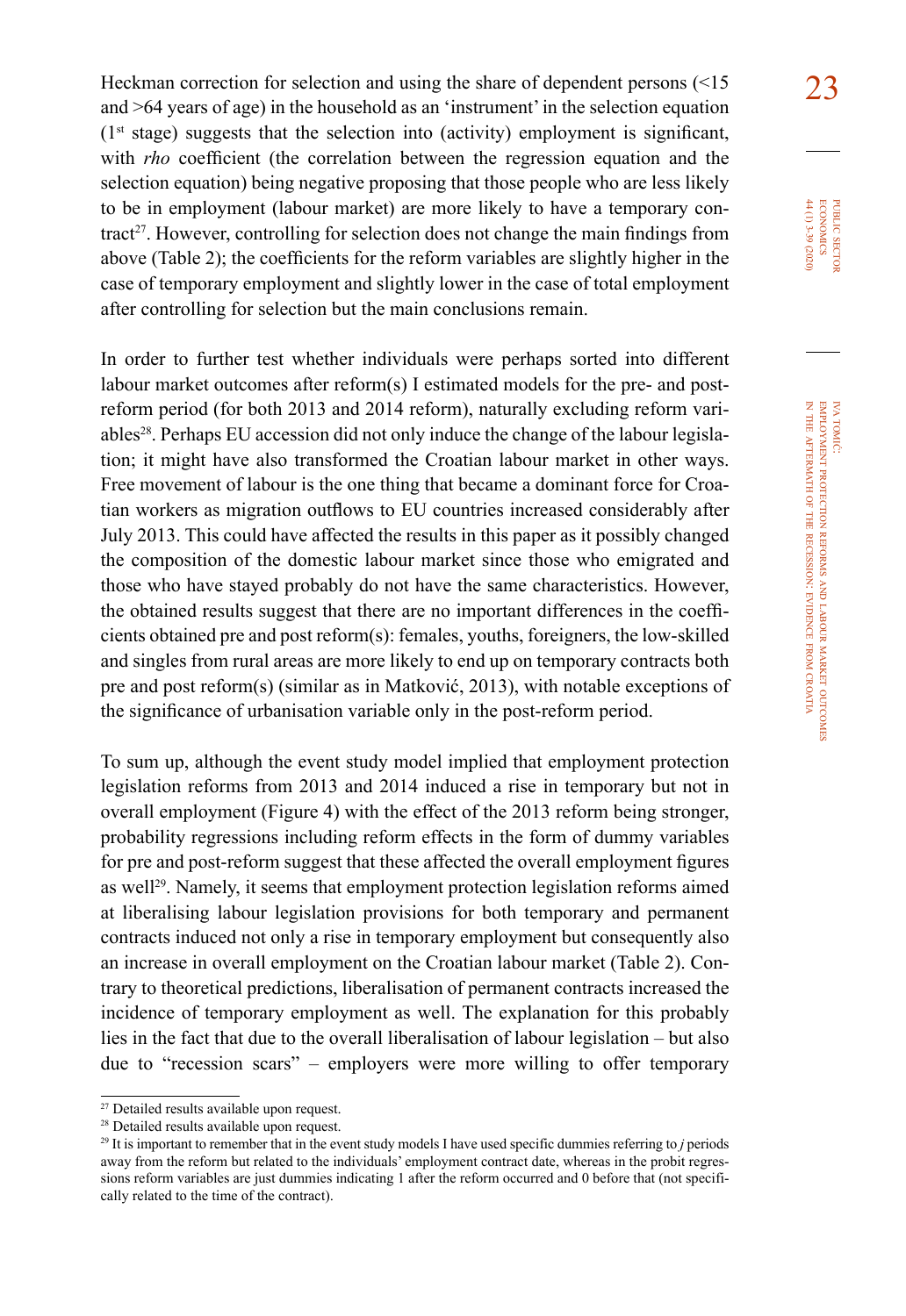Heckman correction for selection and using the share of dependent persons (<15 and >64 years of age) in the household as an 'instrument' in the selection equation (1st stage) suggests that the selection into (activity) employment is significant, with *rho* coefficient (the correlation between the regression equation and the selection equation) being negative proposing that those people who are less likely to be in employment (labour market) are more likely to have a temporary contract[27]. However, controlling for selection does not change the main findings from above (Table 2); the coefficients for the reform variables are slightly higher in the case of temporary employment and slightly lower in the case of total employment after controlling for selection but the main conclusions remain.

In order to further test whether individuals were perhaps sorted into different labour market outcomes after reform(s) I estimated models for the pre- and post-reform period (for both 2013 and 2014 reform), naturally excluding reform variables[28]. Perhaps EU accession did not only induce the change of the labour legislation; it might have also transformed the Croatian labour market in other ways. Free movement of labour is the one thing that became a dominant force for Croatian workers as migration outflows to EU countries increased considerably after July 2013. This could have affected the results in this paper as it possibly changed the composition of the domestic labour market since those who emigrated and those who have stayed probably do not have the same characteristics. However, the obtained results suggest that there are no important differences in the coefficients obtained pre and post reform(s): females, youths, foreigners, the low-skilled and singles from rural areas are more likely to end up on temporary contracts both pre and post reform(s) (similar as in Matković, 2013), with notable exceptions of the significance of urbanisation variable only in the post-reform period.

To sum up, although the event study model implied that employment protection legislation reforms from 2013 and 2014 induced a rise in temporary but not in overall employment (Figure 4) with the effect of the 2013 reform being stronger, probability regressions including reform effects in the form of dummy variables for pre and post-reform suggest that these affected the overall employment figures as well[29]. Namely, it seems that employment protection legislation reforms aimed at liberalising labour legislation provisions for both temporary and permanent contracts induced not only a rise in temporary employment but consequently also an increase in overall employment on the Croatian labour market (Table 2). Contrary to theoretical predictions, liberalisation of permanent contracts increased the incidence of temporary employment as well. The explanation for this probably lies in the fact that due to the overall liberalisation of labour legislation – but also due to "recession scars" – employers were more willing to offer temporary

---

[27] Detailed results available upon request.

[28] Detailed results available upon request.

[29] It is important to remember that in the event study models I have used specific dummies referring to *j* periods away from the reform but related to the individuals' employment contract date, whereas in the probit regressions reform variables are just dummies indicating 1 after the reform occurred and 0 before that (not specifically related to the time of the contract).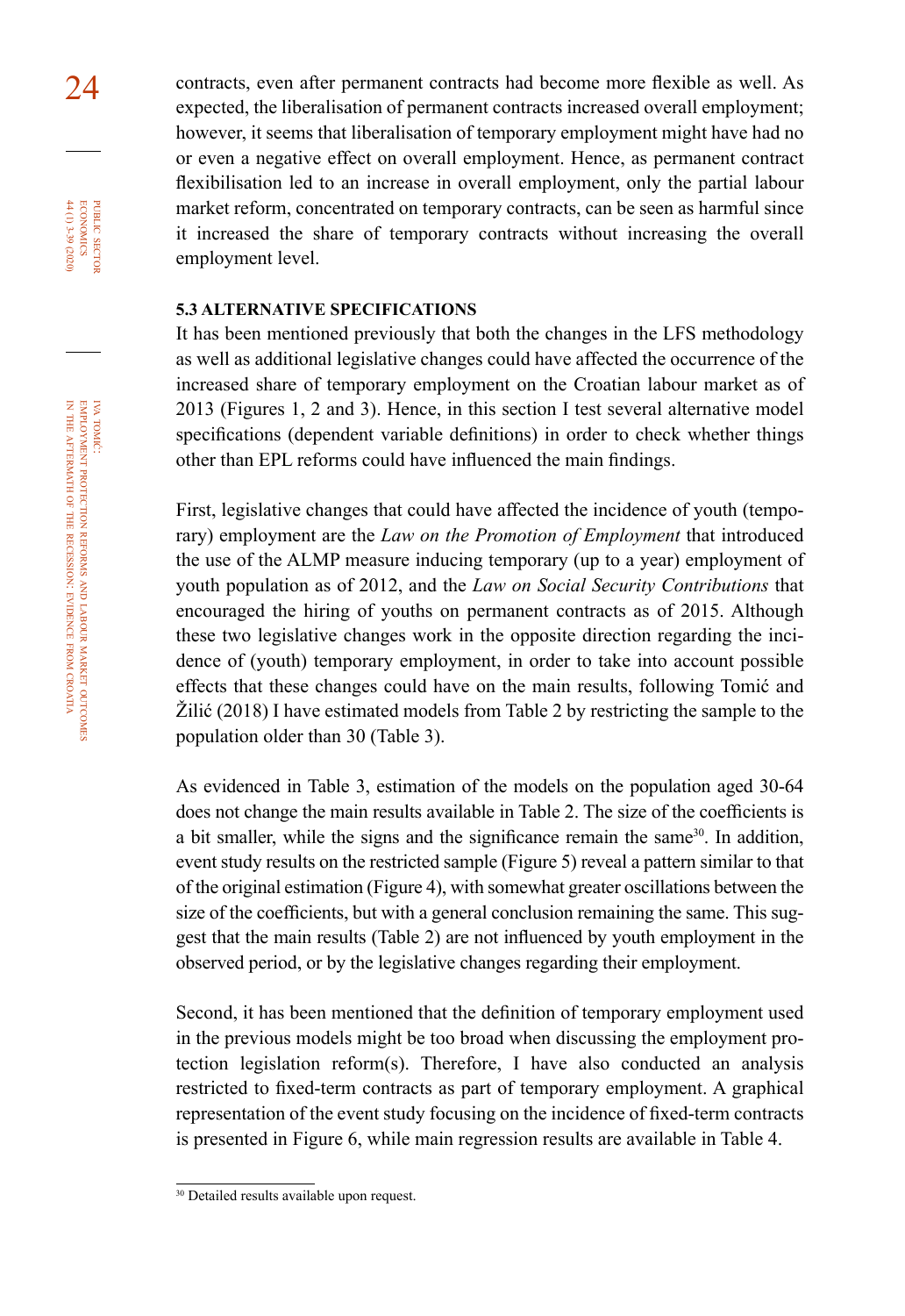contracts, even after permanent contracts had become more flexible as well. As expected, the liberalisation of permanent contracts increased overall employment; however, it seems that liberalisation of temporary employment might have had no or even a negative effect on overall employment. Hence, as permanent contract flexibilisation led to an increase in overall employment, only the partial labour market reform, concentrated on temporary contracts, can be seen as harmful since it increased the share of temporary contracts without increasing the overall employment level.

### 5.3 ALTERNATIVE SPECIFICATIONS

It has been mentioned previously that both the changes in the LFS methodology as well as additional legislative changes could have affected the occurrence of the increased share of temporary employment on the Croatian labour market as of 2013 (Figures 1, 2 and 3). Hence, in this section I test several alternative model specifications (dependent variable definitions) in order to check whether things other than EPL reforms could have influenced the main findings.

First, legislative changes that could have affected the incidence of youth (temporary) employment are the *Law on the Promotion of Employment* that introduced the use of the ALMP measure inducing temporary (up to a year) employment of youth population as of 2012, and the *Law on Social Security Contributions* that encouraged the hiring of youths on permanent contracts as of 2015. Although these two legislative changes work in the opposite direction regarding the incidence of (youth) temporary employment, in order to take into account possible effects that these changes could have on the main results, following Tomić and Žilić (2018) I have estimated models from Table 2 by restricting the sample to the population older than 30 (Table 3).

As evidenced in Table 3, estimation of the models on the population aged 30-64 does not change the main results available in Table 2. The size of the coefficients is a bit smaller, while the signs and the significance remain the same[30]. In addition, event study results on the restricted sample (Figure 5) reveal a pattern similar to that of the original estimation (Figure 4), with somewhat greater oscillations between the size of the coefficients, but with a general conclusion remaining the same. This suggest that the main results (Table 2) are not influenced by youth employment in the observed period, or by the legislative changes regarding their employment.

Second, it has been mentioned that the definition of temporary employment used in the previous models might be too broad when discussing the employment protection legislation reform(s). Therefore, I have also conducted an analysis restricted to fixed-term contracts as part of temporary employment. A graphical representation of the event study focusing on the incidence of fixed-term contracts is presented in Figure 6, while main regression results are available in Table 4.

---

[30] Detailed results available upon request.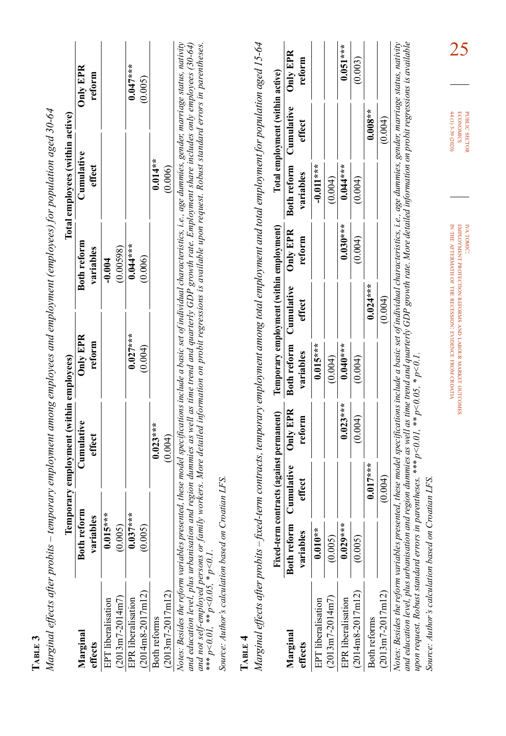**Table 3**

*Marginal effects after probits – temporary employment among employees and employment (employees) for population aged 30-64*

| Marginal effects | Temporary employment (within employees) | | | Total employees (within active) | | |
|---|---|---|---|---|---|---|
| | Both reform variables | Cumulative effect | Only EPR reform | Both reform variables | Cumulative effect | Only EPR reform |
| EPT liberalisation (2013m7-2014m7) | **0.015\*\*\*** (0.005) | | | **-0.004** (0.00598) | | |
| EPR liberalisation (2014m8-2017m12) | **0.037\*\*\*** (0.005) | | **0.027\*\*\*** (0.004) | **0.044\*\*\*** (0.006) | | **0.047\*\*\*** (0.005) |
| Both reforms (2013m7-2017m12) | | **0.023\*\*\*** (0.004) | | | **0.014\*\*** (0.006) | |

*Notes: Besides the reform variables presented, these model specifications include a basic set of individual characteristics, i.e., age dummies, gender, marriage status, nativity and education level, plus urbanisation and region dummies as well as time trend and quarterly GDP growth rate. Employment share includes only employees (30-64) and not self-employed persons or family workers. More detailed information on probit regressions is available upon request. Robust standard errors in parentheses. \*\*\* p<0.01, \*\* p<0.05, \* p<0.1.*

*Source: Author's calculation based on Croatian LFS.*

**Table 4**

*Marginal effects after probits – fixed-term contracts, temporary employment among total employment and total employment for population aged 15-64*

| Marginal effects | Fixed-term contracts (against permanent) | | | Temporary employment (within employment) | | | Total employment (within active) | | |
|---|---|---|---|---|---|---|---|---|---|
| | Both reform variables | Cumulative effect | Only EPR reform | Both reform variables | Cumulative effect | Only EPR reform | Both reform variables | Cumulative effect | Only EPR reform |
| EPT liberalisation (2013m7-2014m7) | **0.010\*\*** (0.005) | | | **0.015\*\*\*** (0.004) | | | **-0.011\*\*\*** (0.004) | | |
| EPR liberalisation (2014m8-2017m12) | **0.029\*\*\*** (0.005) | | **0.023\*\*\*** (0.004) | **0.040\*\*\*** (0.004) | | **0.030\*\*\*** (0.004) | **0.044\*\*\*** (0.004) | | **0.051\*\*\*** (0.003) |
| Both reforms (2013m7-2017m12) | | **0.017\*\*\*** (0.004) | | | **0.024\*\*\*** (0.004) | | | **0.008\*\*** (0.004) | |

*Notes: Besides the reform variables presented, these model specifications include a basic set of individual characteristics, i.e., age dummies, gender, marriage status, nativity and education level, plus urbanisation and region dummies as well as time trend and quarterly GDP growth rate. More detailed information on probit regressions is available upon request. Robust standard errors in parentheses. \*\*\* p<0.01, \*\* p<0.05, \* p<0.1.*

*Source: Author's calculation based on Croatian LFS.*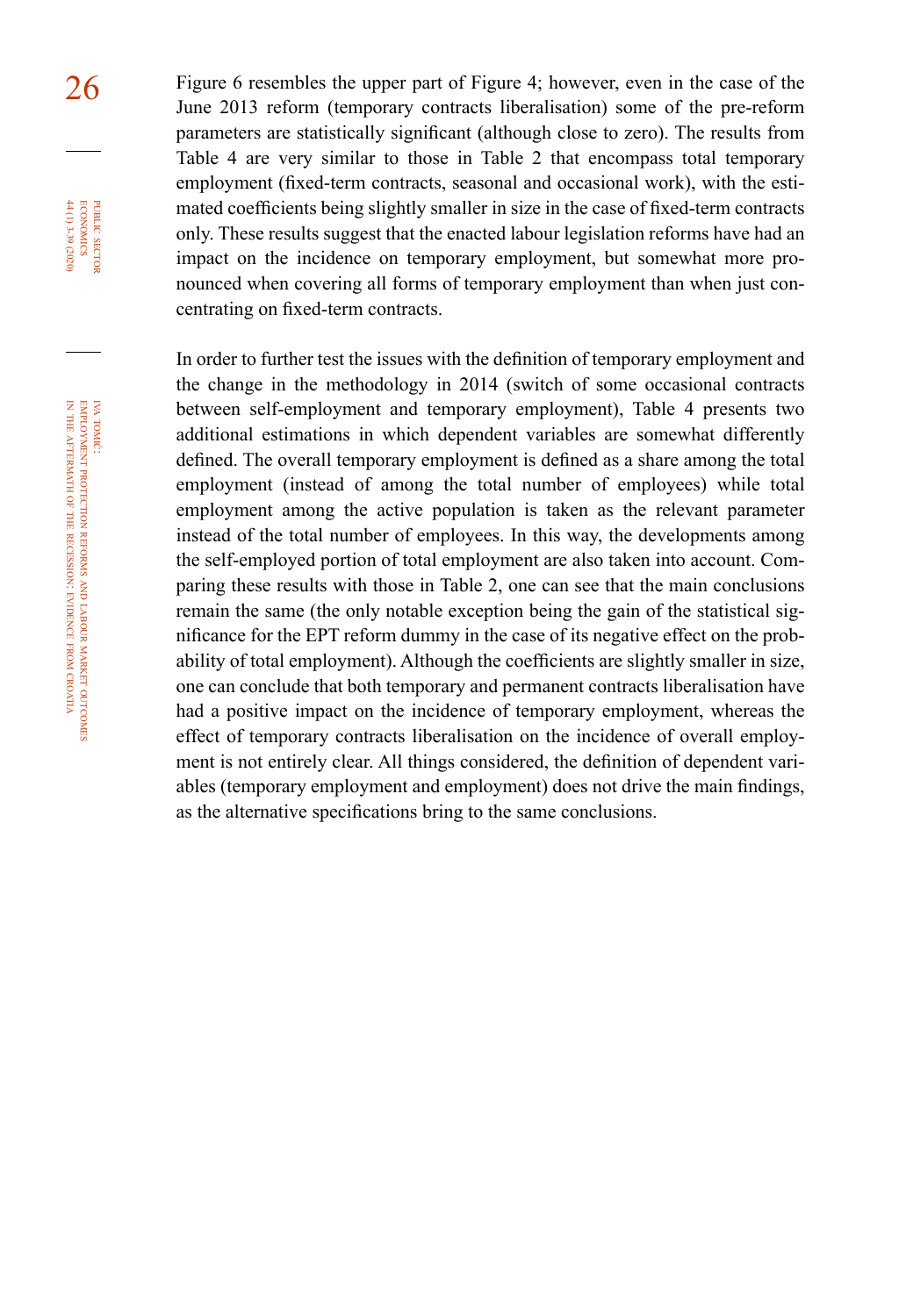Figure 6 resembles the upper part of Figure 4; however, even in the case of the June 2013 reform (temporary contracts liberalisation) some of the pre-reform parameters are statistically significant (although close to zero). The results from Table 4 are very similar to those in Table 2 that encompass total temporary employment (fixed-term contracts, seasonal and occasional work), with the estimated coefficients being slightly smaller in size in the case of fixed-term contracts only. These results suggest that the enacted labour legislation reforms have had an impact on the incidence on temporary employment, but somewhat more pronounced when covering all forms of temporary employment than when just concentrating on fixed-term contracts.

In order to further test the issues with the definition of temporary employment and the change in the methodology in 2014 (switch of some occasional contracts between self-employment and temporary employment), Table 4 presents two additional estimations in which dependent variables are somewhat differently defined. The overall temporary employment is defined as a share among the total employment (instead of among the total number of employees) while total employment among the active population is taken as the relevant parameter instead of the total number of employees. In this way, the developments among the self-employed portion of total employment are also taken into account. Comparing these results with those in Table 2, one can see that the main conclusions remain the same (the only notable exception being the gain of the statistical significance for the EPT reform dummy in the case of its negative effect on the probability of total employment). Although the coefficients are slightly smaller in size, one can conclude that both temporary and permanent contracts liberalisation have had a positive impact on the incidence of temporary employment, whereas the effect of temporary contracts liberalisation on the incidence of overall employment is not entirely clear. All things considered, the definition of dependent variables (temporary employment and employment) does not drive the main findings, as the alternative specifications bring to the same conclusions.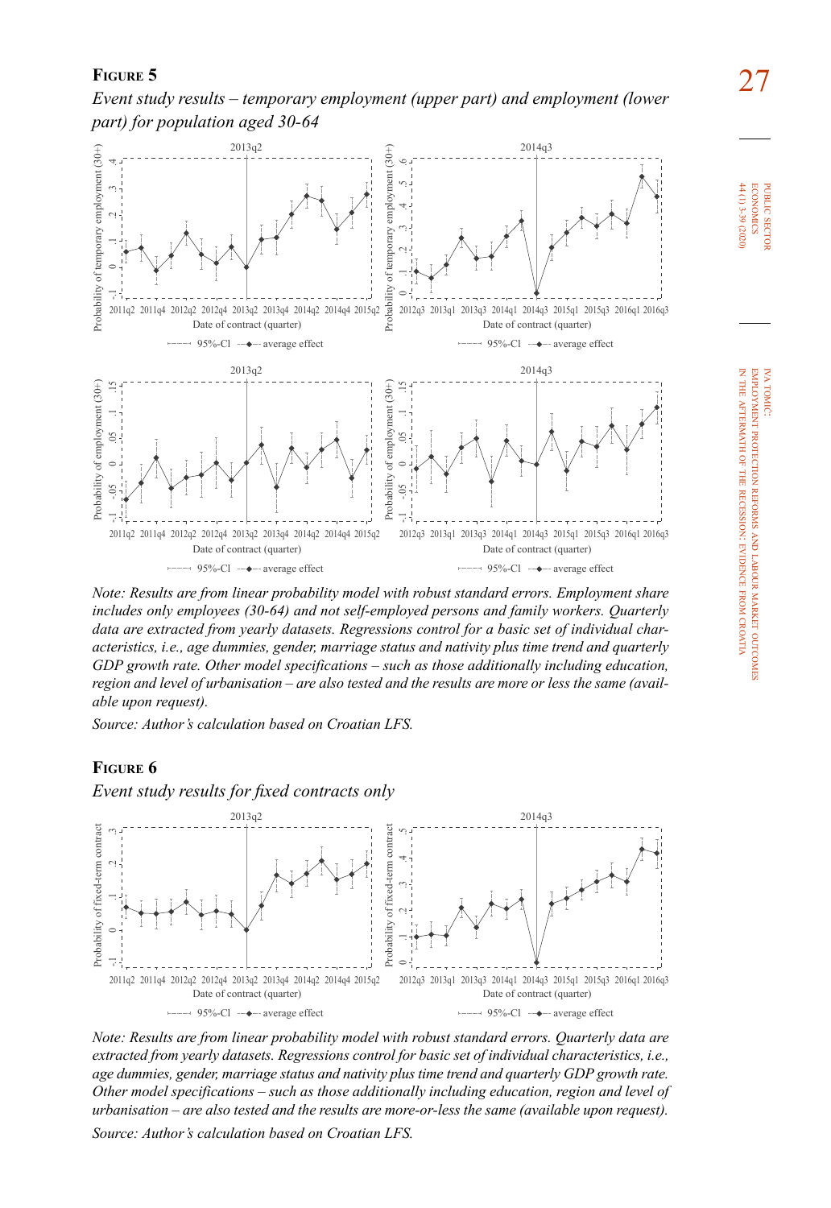**Figure 5**

*Event study results – temporary employment (upper part) and employment (lower part) for population aged 30-64*

*Note: Results are from linear probability model with robust standard errors. Employment share includes only employees (30-64) and not self-employed persons and family workers. Quarterly data are extracted from yearly datasets. Regressions control for a basic set of individual characteristics, i.e., age dummies, gender, marriage status and nativity plus time trend and quarterly GDP growth rate. Other model specifications – such as those additionally including education, region and level of urbanisation – are also tested and the results are more or less the same (available upon request).*

*Source: Author's calculation based on Croatian LFS.*

**Figure 6**

*Event study results for fixed contracts only*

*Note: Results are from linear probability model with robust standard errors. Quarterly data are extracted from yearly datasets. Regressions control for basic set of individual characteristics, i.e., age dummies, gender, marriage status and nativity plus time trend and quarterly GDP growth rate. Other model specifications – such as those additionally including education, region and level of urbanisation – are also tested and the results are more-or-less the same (available upon request).*

*Source: Author's calculation based on Croatian LFS.*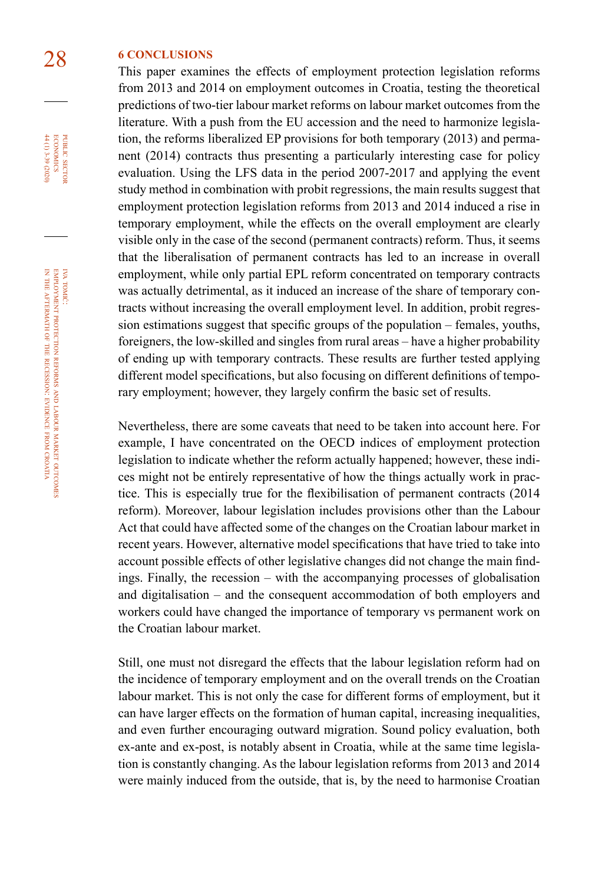## 6 CONCLUSIONS

This paper examines the effects of employment protection legislation reforms from 2013 and 2014 on employment outcomes in Croatia, testing the theoretical predictions of two-tier labour market reforms on labour market outcomes from the literature. With a push from the EU accession and the need to harmonize legislation, the reforms liberalized EP provisions for both temporary (2013) and permanent (2014) contracts thus presenting a particularly interesting case for policy evaluation. Using the LFS data in the period 2007-2017 and applying the event study method in combination with probit regressions, the main results suggest that employment protection legislation reforms from 2013 and 2014 induced a rise in temporary employment, while the effects on the overall employment are clearly visible only in the case of the second (permanent contracts) reform. Thus, it seems that the liberalisation of permanent contracts has led to an increase in overall employment, while only partial EPL reform concentrated on temporary contracts was actually detrimental, as it induced an increase of the share of temporary contracts without increasing the overall employment level. In addition, probit regression estimations suggest that specific groups of the population – females, youths, foreigners, the low-skilled and singles from rural areas – have a higher probability of ending up with temporary contracts. These results are further tested applying different model specifications, but also focusing on different definitions of temporary employment; however, they largely confirm the basic set of results.

Nevertheless, there are some caveats that need to be taken into account here. For example, I have concentrated on the OECD indices of employment protection legislation to indicate whether the reform actually happened; however, these indices might not be entirely representative of how the things actually work in practice. This is especially true for the flexibilisation of permanent contracts (2014 reform). Moreover, labour legislation includes provisions other than the Labour Act that could have affected some of the changes on the Croatian labour market in recent years. However, alternative model specifications that have tried to take into account possible effects of other legislative changes did not change the main findings. Finally, the recession – with the accompanying processes of globalisation and digitalisation – and the consequent accommodation of both employers and workers could have changed the importance of temporary vs permanent work on the Croatian labour market.

Still, one must not disregard the effects that the labour legislation reform had on the incidence of temporary employment and on the overall trends on the Croatian labour market. This is not only the case for different forms of employment, but it can have larger effects on the formation of human capital, increasing inequalities, and even further encouraging outward migration. Sound policy evaluation, both ex-ante and ex-post, is notably absent in Croatia, while at the same time legislation is constantly changing. As the labour legislation reforms from 2013 and 2014 were mainly induced from the outside, that is, by the need to harmonise Croatian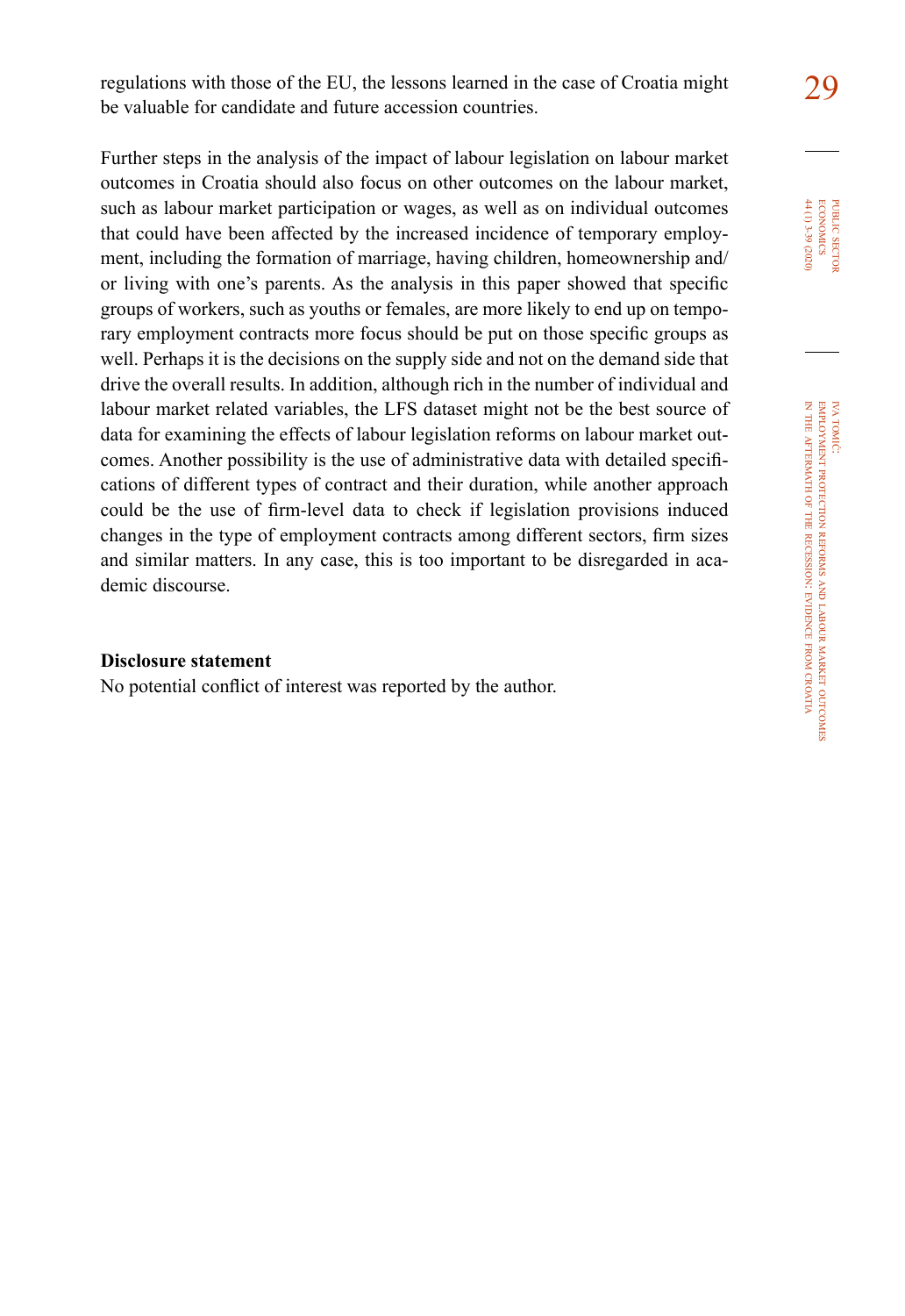regulations with those of the EU, the lessons learned in the case of Croatia might be valuable for candidate and future accession countries.

Further steps in the analysis of the impact of labour legislation on labour market outcomes in Croatia should also focus on other outcomes on the labour market, such as labour market participation or wages, as well as on individual outcomes that could have been affected by the increased incidence of temporary employment, including the formation of marriage, having children, homeownership and/or living with one's parents. As the analysis in this paper showed that specific groups of workers, such as youths or females, are more likely to end up on temporary employment contracts more focus should be put on those specific groups as well. Perhaps it is the decisions on the supply side and not on the demand side that drive the overall results. In addition, although rich in the number of individual and labour market related variables, the LFS dataset might not be the best source of data for examining the effects of labour legislation reforms on labour market outcomes. Another possibility is the use of administrative data with detailed specifications of different types of contract and their duration, while another approach could be the use of firm-level data to check if legislation provisions induced changes in the type of employment contracts among different sectors, firm sizes and similar matters. In any case, this is too important to be disregarded in academic discourse.

**Disclosure statement**

No potential conflict of interest was reported by the author.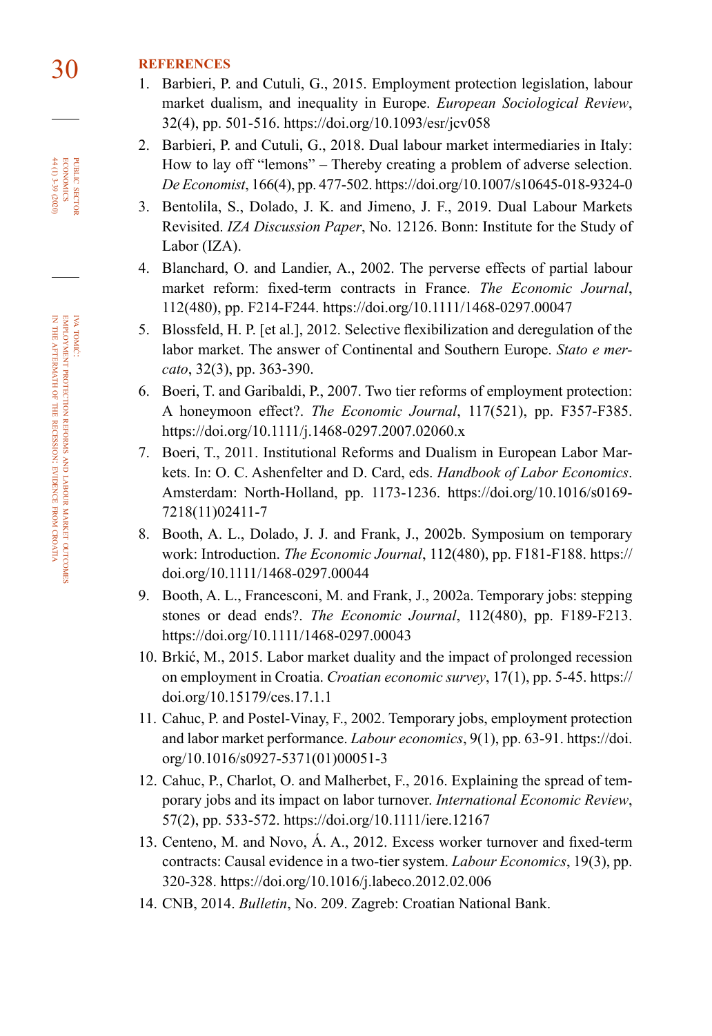## REFERENCES

1. Barbieri, P. and Cutuli, G., 2015. Employment protection legislation, labour market dualism, and inequality in Europe. *European Sociological Review*, 32(4), pp. 501-516. https://doi.org/10.1093/esr/jcv058
2. Barbieri, P. and Cutuli, G., 2018. Dual labour market intermediaries in Italy: How to lay off "lemons" – Thereby creating a problem of adverse selection. *De Economist*, 166(4), pp. 477-502. https://doi.org/10.1007/s10645-018-9324-0
3. Bentolila, S., Dolado, J. K. and Jimeno, J. F., 2019. Dual Labour Markets Revisited. *IZA Discussion Paper*, No. 12126. Bonn: Institute for the Study of Labor (IZA).
4. Blanchard, O. and Landier, A., 2002. The perverse effects of partial labour market reform: fixed-term contracts in France. *The Economic Journal*, 112(480), pp. F214-F244. https://doi.org/10.1111/1468-0297.00047
5. Blossfeld, H. P. [et al.], 2012. Selective flexibilization and deregulation of the labor market. The answer of Continental and Southern Europe. *Stato e mercato*, 32(3), pp. 363-390.
6. Boeri, T. and Garibaldi, P., 2007. Two tier reforms of employment protection: A honeymoon effect?. *The Economic Journal*, 117(521), pp. F357-F385. https://doi.org/10.1111/j.1468-0297.2007.02060.x
7. Boeri, T., 2011. Institutional Reforms and Dualism in European Labor Markets. In: O. C. Ashenfelter and D. Card, eds. *Handbook of Labor Economics*. Amsterdam: North-Holland, pp. 1173-1236. https://doi.org/10.1016/s0169-7218(11)02411-7
8. Booth, A. L., Dolado, J. J. and Frank, J., 2002b. Symposium on temporary work: Introduction. *The Economic Journal*, 112(480), pp. F181-F188. https://doi.org/10.1111/1468-0297.00044
9. Booth, A. L., Francesconi, M. and Frank, J., 2002a. Temporary jobs: stepping stones or dead ends?. *The Economic Journal*, 112(480), pp. F189-F213. https://doi.org/10.1111/1468-0297.00043
10. Brkić, M., 2015. Labor market duality and the impact of prolonged recession on employment in Croatia. *Croatian economic survey*, 17(1), pp. 5-45. https://doi.org/10.15179/ces.17.1.1
11. Cahuc, P. and Postel-Vinay, F., 2002. Temporary jobs, employment protection and labor market performance. *Labour economics*, 9(1), pp. 63-91. https://doi.org/10.1016/s0927-5371(01)00051-3
12. Cahuc, P., Charlot, O. and Malherbet, F., 2016. Explaining the spread of temporary jobs and its impact on labor turnover. *International Economic Review*, 57(2), pp. 533-572. https://doi.org/10.1111/iere.12167
13. Centeno, M. and Novo, Á. A., 2012. Excess worker turnover and fixed-term contracts: Causal evidence in a two-tier system. *Labour Economics*, 19(3), pp. 320-328. https://doi.org/10.1016/j.labeco.2012.02.006
14. CNB, 2014. *Bulletin*, No. 209. Zagreb: Croatian National Bank.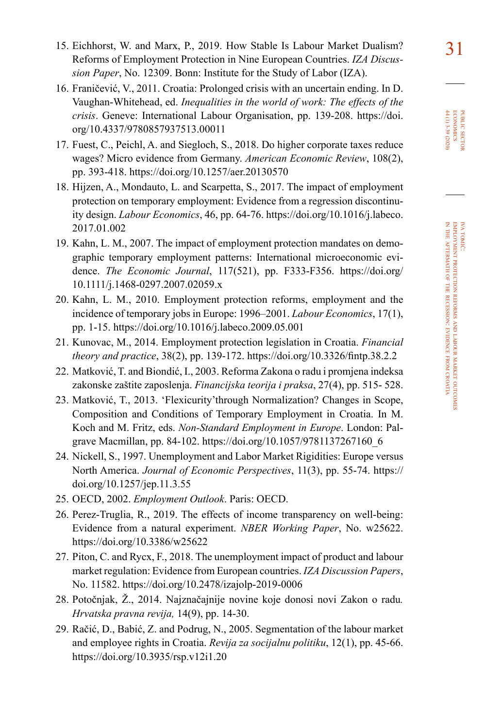15. Eichhorst, W. and Marx, P., 2019. How Stable Is Labour Market Dualism? Reforms of Employment Protection in Nine European Countries. *IZA Discussion Paper*, No. 12309. Bonn: Institute for the Study of Labor (IZA).
16. Franičević, V., 2011. Croatia: Prolonged crisis with an uncertain ending. In D. Vaughan-Whitehead, ed. *Inequalities in the world of work: The effects of the crisis*. Geneve: International Labour Organisation, pp. 139-208. https://doi.org/10.4337/9780857937513.00011
17. Fuest, C., Peichl, A. and Siegloch, S., 2018. Do higher corporate taxes reduce wages? Micro evidence from Germany. *American Economic Review*, 108(2), pp. 393-418. https://doi.org/10.1257/aer.20130570
18. Hijzen, A., Mondauto, L. and Scarpetta, S., 2017. The impact of employment protection on temporary employment: Evidence from a regression discontinuity design. *Labour Economics*, 46, pp. 64-76. https://doi.org/10.1016/j.labeco.2017.01.002
19. Kahn, L. M., 2007. The impact of employment protection mandates on demographic temporary employment patterns: International microeconomic evidence. *The Economic Journal*, 117(521), pp. F333-F356. https://doi.org/10.1111/j.1468-0297.2007.02059.x
20. Kahn, L. M., 2010. Employment protection reforms, employment and the incidence of temporary jobs in Europe: 1996–2001. *Labour Economics*, 17(1), pp. 1-15. https://doi.org/10.1016/j.labeco.2009.05.001
21. Kunovac, M., 2014. Employment protection legislation in Croatia. *Financial theory and practice*, 38(2), pp. 139-172. https://doi.org/10.3326/fintp.38.2.2
22. Matković, T. and Biondić, I., 2003. Reforma Zakona o radu i promjena indeksa zakonske zaštite zaposlenja. *Financijska teorija i praksa*, 27(4), pp. 515- 528.
23. Matković, T., 2013. 'Flexicurity'through Normalization? Changes in Scope, Composition and Conditions of Temporary Employment in Croatia. In M. Koch and M. Fritz, eds. *Non-Standard Employment in Europe*. London: Palgrave Macmillan, pp. 84-102. https://doi.org/10.1057/9781137267160_6
24. Nickell, S., 1997. Unemployment and Labor Market Rigidities: Europe versus North America. *Journal of Economic Perspectives*, 11(3), pp. 55-74. https://doi.org/10.1257/jep.11.3.55
25. OECD, 2002. *Employment Outlook*. Paris: OECD.
26. Perez-Truglia, R., 2019. The effects of income transparency on well-being: Evidence from a natural experiment. *NBER Working Paper*, No. w25622. https://doi.org/10.3386/w25622
27. Piton, C. and Rycx, F., 2018. The unemployment impact of product and labour market regulation: Evidence from European countries. *IZA Discussion Papers*, No. 11582. https://doi.org/10.2478/izajolp-2019-0006
28. Potočnjak, Ž., 2014. Najznačajnije novine koje donosi novi Zakon o radu. *Hrvatska pravna revija,* 14(9), pp. 14-30.
29. Račić, D., Babić, Z. and Podrug, N., 2005. Segmentation of the labour market and employee rights in Croatia. *Revija za socijalnu politiku*, 12(1), pp. 45-66. https://doi.org/10.3935/rsp.v12i1.20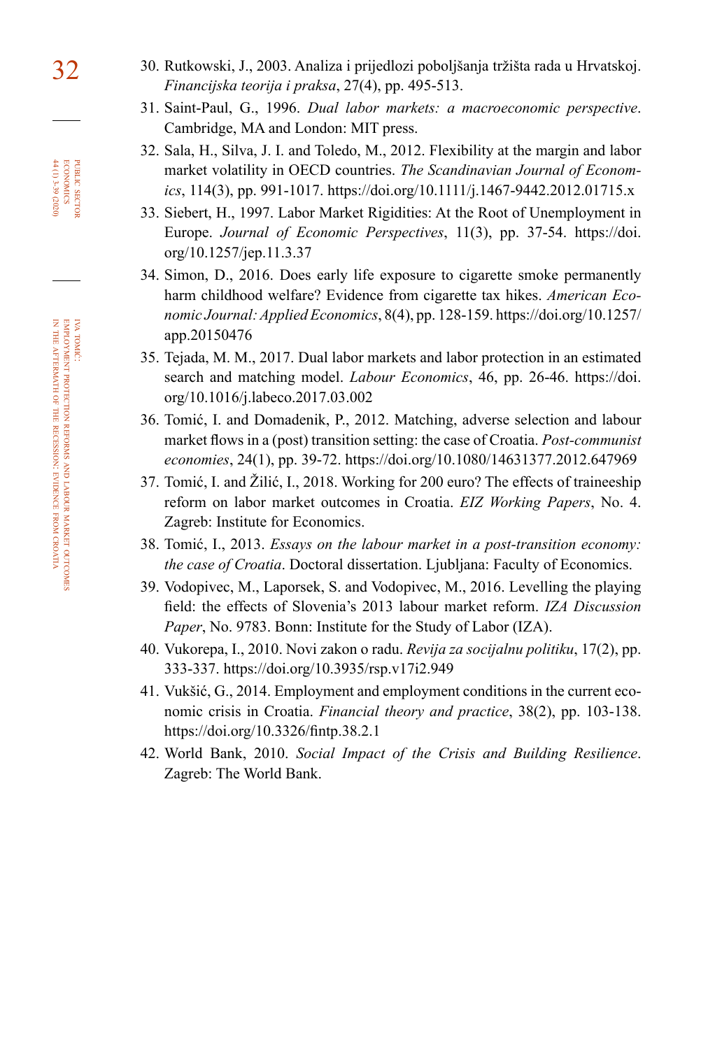30. Rutkowski, J., 2003. Analiza i prijedlozi poboljšanja tržišta rada u Hrvatskoj. *Financijska teorija i praksa*, 27(4), pp. 495-513.
31. Saint-Paul, G., 1996. *Dual labor markets: a macroeconomic perspective*. Cambridge, MA and London: MIT press.
32. Sala, H., Silva, J. I. and Toledo, M., 2012. Flexibility at the margin and labor market volatility in OECD countries. *The Scandinavian Journal of Economics*, 114(3), pp. 991-1017. https://doi.org/10.1111/j.1467-9442.2012.01715.x
33. Siebert, H., 1997. Labor Market Rigidities: At the Root of Unemployment in Europe. *Journal of Economic Perspectives*, 11(3), pp. 37-54. https://doi.org/10.1257/jep.11.3.37
34. Simon, D., 2016. Does early life exposure to cigarette smoke permanently harm childhood welfare? Evidence from cigarette tax hikes. *American Economic Journal: Applied Economics*, 8(4), pp. 128-159. https://doi.org/10.1257/app.20150476
35. Tejada, M. M., 2017. Dual labor markets and labor protection in an estimated search and matching model. *Labour Economics*, 46, pp. 26-46. https://doi.org/10.1016/j.labeco.2017.03.002
36. Tomić, I. and Domadenik, P., 2012. Matching, adverse selection and labour market flows in a (post) transition setting: the case of Croatia. *Post-communist economies*, 24(1), pp. 39-72. https://doi.org/10.1080/14631377.2012.647969
37. Tomić, I. and Žilić, I., 2018. Working for 200 euro? The effects of traineeship reform on labor market outcomes in Croatia. *EIZ Working Papers*, No. 4. Zagreb: Institute for Economics.
38. Tomić, I., 2013. *Essays on the labour market in a post-transition economy: the case of Croatia*. Doctoral dissertation. Ljubljana: Faculty of Economics.
39. Vodopivec, M., Laporsek, S. and Vodopivec, M., 2016. Levelling the playing field: the effects of Slovenia's 2013 labour market reform. *IZA Discussion Paper*, No. 9783. Bonn: Institute for the Study of Labor (IZA).
40. Vukorepa, I., 2010. Novi zakon o radu. *Revija za socijalnu politiku*, 17(2), pp. 333-337. https://doi.org/10.3935/rsp.v17i2.949
41. Vukšić, G., 2014. Employment and employment conditions in the current economic crisis in Croatia. *Financial theory and practice*, 38(2), pp. 103-138. https://doi.org/10.3326/fintp.38.2.1
42. World Bank, 2010. *Social Impact of the Crisis and Building Resilience*. Zagreb: The World Bank.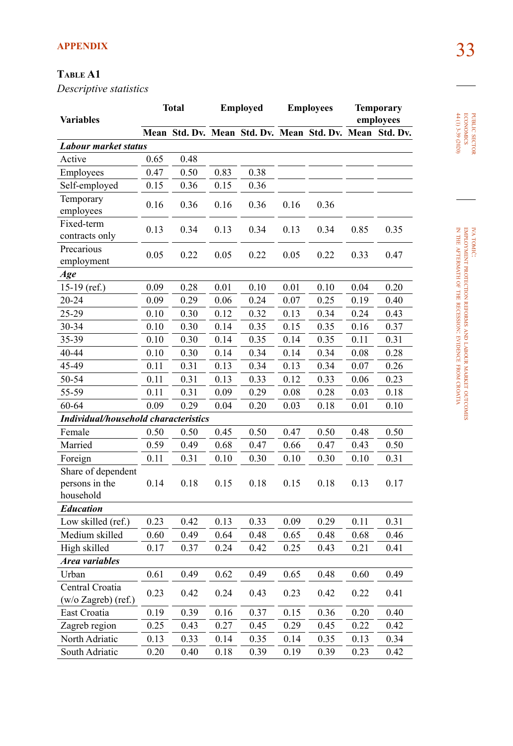## APPENDIX

**Table A1**

*Descriptive statistics*

| Variables | Total | | Employed | | Employees | | Temporary employees | |
|---|---|---|---|---|---|---|---|---|
| | Mean | Std. Dv. | Mean | Std. Dv. | Mean | Std. Dv. | Mean | Std. Dv. |
| ***Labour market status*** | | | | | | | | |
| Active | 0.65 | 0.48 | | | | | | |
| Employees | 0.47 | 0.50 | 0.83 | 0.38 | | | | |
| Self-employed | 0.15 | 0.36 | 0.15 | 0.36 | | | | |
| Temporary employees | 0.16 | 0.36 | 0.16 | 0.36 | 0.16 | 0.36 | | |
| Fixed-term contracts only | 0.13 | 0.34 | 0.13 | 0.34 | 0.13 | 0.34 | 0.85 | 0.35 |
| Precarious employment | 0.05 | 0.22 | 0.05 | 0.22 | 0.05 | 0.22 | 0.33 | 0.47 |
| ***Age*** | | | | | | | | |
| 15-19 (ref.) | 0.09 | 0.28 | 0.01 | 0.10 | 0.01 | 0.10 | 0.04 | 0.20 |
| 20-24 | 0.09 | 0.29 | 0.06 | 0.24 | 0.07 | 0.25 | 0.19 | 0.40 |
| 25-29 | 0.10 | 0.30 | 0.12 | 0.32 | 0.13 | 0.34 | 0.24 | 0.43 |
| 30-34 | 0.10 | 0.30 | 0.14 | 0.35 | 0.15 | 0.35 | 0.16 | 0.37 |
| 35-39 | 0.10 | 0.30 | 0.14 | 0.35 | 0.14 | 0.35 | 0.11 | 0.31 |
| 40-44 | 0.10 | 0.30 | 0.14 | 0.34 | 0.14 | 0.34 | 0.08 | 0.28 |
| 45-49 | 0.11 | 0.31 | 0.13 | 0.34 | 0.13 | 0.34 | 0.07 | 0.26 |
| 50-54 | 0.11 | 0.31 | 0.13 | 0.33 | 0.12 | 0.33 | 0.06 | 0.23 |
| 55-59 | 0.11 | 0.31 | 0.09 | 0.29 | 0.08 | 0.28 | 0.03 | 0.18 |
| 60-64 | 0.09 | 0.29 | 0.04 | 0.20 | 0.03 | 0.18 | 0.01 | 0.10 |
| ***Individual/household characteristics*** | | | | | | | | |
| Female | 0.50 | 0.50 | 0.45 | 0.50 | 0.47 | 0.50 | 0.48 | 0.50 |
| Married | 0.59 | 0.49 | 0.68 | 0.47 | 0.66 | 0.47 | 0.43 | 0.50 |
| Foreign | 0.11 | 0.31 | 0.10 | 0.30 | 0.10 | 0.30 | 0.10 | 0.31 |
| Share of dependent persons in the household | 0.14 | 0.18 | 0.15 | 0.18 | 0.15 | 0.18 | 0.13 | 0.17 |
| ***Education*** | | | | | | | | |
| Low skilled (ref.) | 0.23 | 0.42 | 0.13 | 0.33 | 0.09 | 0.29 | 0.11 | 0.31 |
| Medium skilled | 0.60 | 0.49 | 0.64 | 0.48 | 0.65 | 0.48 | 0.68 | 0.46 |
| High skilled | 0.17 | 0.37 | 0.24 | 0.42 | 0.25 | 0.43 | 0.21 | 0.41 |
| ***Area variables*** | | | | | | | | |
| Urban | 0.61 | 0.49 | 0.62 | 0.49 | 0.65 | 0.48 | 0.60 | 0.49 |
| Central Croatia (w/o Zagreb) (ref.) | 0.23 | 0.42 | 0.24 | 0.43 | 0.23 | 0.42 | 0.22 | 0.41 |
| East Croatia | 0.19 | 0.39 | 0.16 | 0.37 | 0.15 | 0.36 | 0.20 | 0.40 |
| Zagreb region | 0.25 | 0.43 | 0.27 | 0.45 | 0.29 | 0.45 | 0.22 | 0.42 |
| North Adriatic | 0.13 | 0.33 | 0.14 | 0.35 | 0.14 | 0.35 | 0.13 | 0.34 |
| South Adriatic | 0.20 | 0.40 | 0.18 | 0.39 | 0.19 | 0.39 | 0.23 | 0.42 |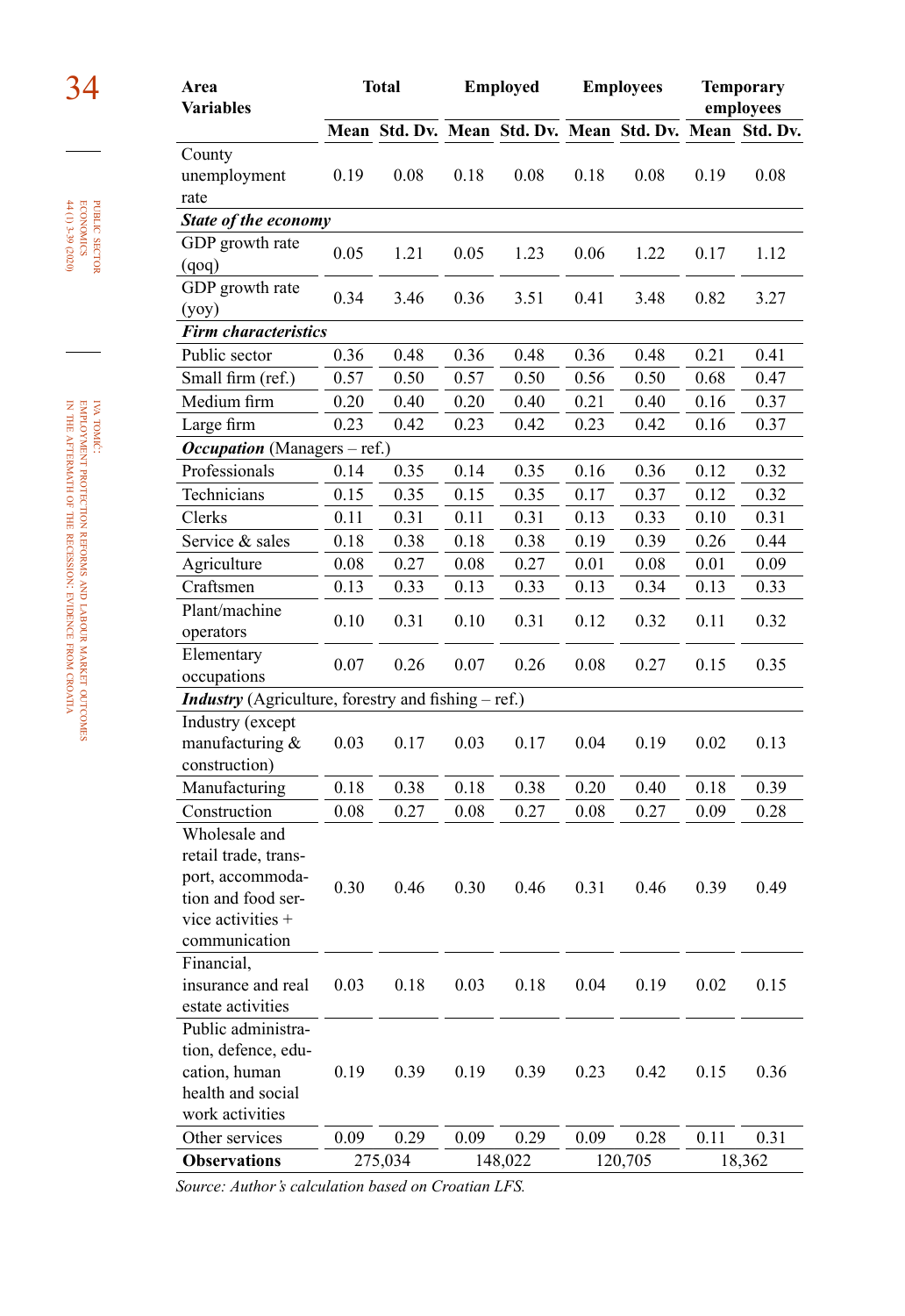| Area Variables | Total | | Employed | | Employees | | Temporary employees | |
|---|---|---|---|---|---|---|---|---|
| | Mean | Std. Dv. | Mean | Std. Dv. | Mean | Std. Dv. | Mean | Std. Dv. |
| County unemployment rate | 0.19 | 0.08 | 0.18 | 0.08 | 0.18 | 0.08 | 0.19 | 0.08 |
| ***State of the economy*** | | | | | | | | |
| GDP growth rate (qoq) | 0.05 | 1.21 | 0.05 | 1.23 | 0.06 | 1.22 | 0.17 | 1.12 |
| GDP growth rate (yoy) | 0.34 | 3.46 | 0.36 | 3.51 | 0.41 | 3.48 | 0.82 | 3.27 |
| ***Firm characteristics*** | | | | | | | | |
| Public sector | 0.36 | 0.48 | 0.36 | 0.48 | 0.36 | 0.48 | 0.21 | 0.41 |
| Small firm (ref.) | 0.57 | 0.50 | 0.57 | 0.50 | 0.56 | 0.50 | 0.68 | 0.47 |
| Medium firm | 0.20 | 0.40 | 0.20 | 0.40 | 0.21 | 0.40 | 0.16 | 0.37 |
| Large firm | 0.23 | 0.42 | 0.23 | 0.42 | 0.23 | 0.42 | 0.16 | 0.37 |
| ***Occupation*** (Managers – ref.) | | | | | | | | |
| Professionals | 0.14 | 0.35 | 0.14 | 0.35 | 0.16 | 0.36 | 0.12 | 0.32 |
| Technicians | 0.15 | 0.35 | 0.15 | 0.35 | 0.17 | 0.37 | 0.12 | 0.32 |
| Clerks | 0.11 | 0.31 | 0.11 | 0.31 | 0.13 | 0.33 | 0.10 | 0.31 |
| Service & sales | 0.18 | 0.38 | 0.18 | 0.38 | 0.19 | 0.39 | 0.26 | 0.44 |
| Agriculture | 0.08 | 0.27 | 0.08 | 0.27 | 0.01 | 0.08 | 0.01 | 0.09 |
| Craftsmen | 0.13 | 0.33 | 0.13 | 0.33 | 0.13 | 0.34 | 0.13 | 0.33 |
| Plant/machine operators | 0.10 | 0.31 | 0.10 | 0.31 | 0.12 | 0.32 | 0.11 | 0.32 |
| Elementary occupations | 0.07 | 0.26 | 0.07 | 0.26 | 0.08 | 0.27 | 0.15 | 0.35 |
| ***Industry*** (Agriculture, forestry and fishing – ref.) | | | | | | | | |
| Industry (except manufacturing & construction) | 0.03 | 0.17 | 0.03 | 0.17 | 0.04 | 0.19 | 0.02 | 0.13 |
| Manufacturing | 0.18 | 0.38 | 0.18 | 0.38 | 0.20 | 0.40 | 0.18 | 0.39 |
| Construction | 0.08 | 0.27 | 0.08 | 0.27 | 0.08 | 0.27 | 0.09 | 0.28 |
| Wholesale and retail trade, transport, accommodation and food service activities + communication | 0.30 | 0.46 | 0.30 | 0.46 | 0.31 | 0.46 | 0.39 | 0.49 |
| Financial, insurance and real estate activities | 0.03 | 0.18 | 0.03 | 0.18 | 0.04 | 0.19 | 0.02 | 0.15 |
| Public administration, defence, education, human health and social work activities | 0.19 | 0.39 | 0.19 | 0.39 | 0.23 | 0.42 | 0.15 | 0.36 |
| Other services | 0.09 | 0.29 | 0.09 | 0.29 | 0.09 | 0.28 | 0.11 | 0.31 |
| **Observations** | 275,034 | | 148,022 | | 120,705 | | 18,362 | |

*Source: Author's calculation based on Croatian LFS.*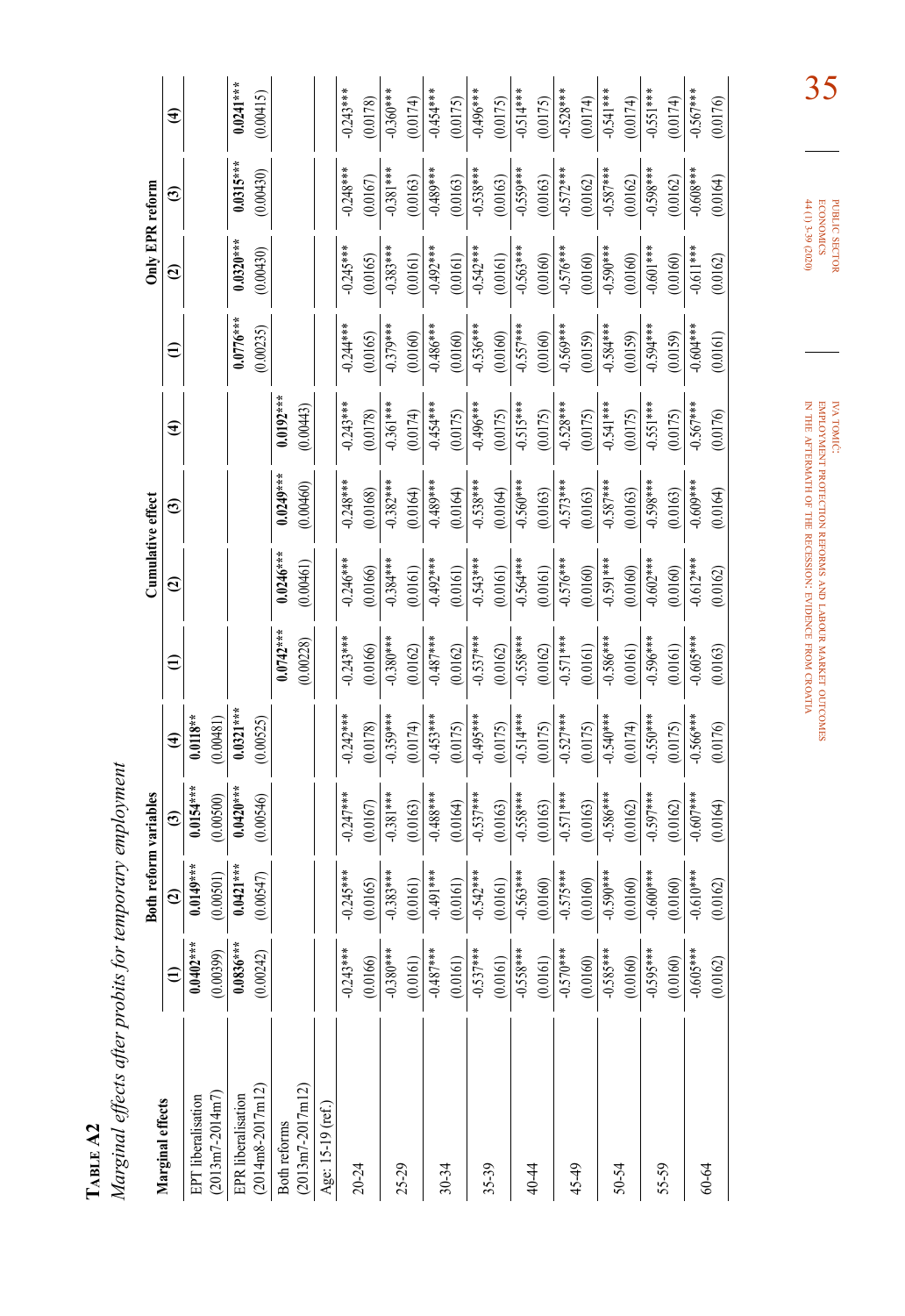**Table A2**

*Marginal effects after probits for temporary employment*

| Marginal effects | Both reform variables | | | | Cumulative effect | | | | Only EPR reform | | | |
|---|---|---|---|---|---|---|---|---|---|---|---|---|
| | (1) | (2) | (3) | (4) | (1) | (2) | (3) | (4) | (1) | (2) | (3) | (4) |
| EPT liberalisation (2013m7-2014m7) | 0.0402*** | 0.0149*** | 0.0154*** | 0.0118** | | | | | | | | |
| | (0.00399) | (0.00501) | (0.00500) | (0.00481) | | | | | | | | |
| EPR liberalisation (2014m8-2017m12) | 0.0836*** | 0.0421*** | 0.0420*** | 0.0321*** | | | | | 0.0776*** | 0.0320*** | 0.0315*** | 0.0241*** |
| | (0.00242) | (0.00547) | (0.00546) | (0.00525) | | | | | (0.00235) | (0.00430) | (0.00430) | (0.00415) |
| Both reforms (2013m7-2017m12) | | | | | 0.0742*** | 0.0246*** | 0.0249*** | 0.0192*** | | | | |
| | | | | | (0.00228) | (0.00461) | (0.00460) | (0.00443) | | | | |
| Age: 15-19 (ref.) | | | | | | | | | | | | |
| 20-24 | -0.243*** | -0.245*** | -0.247*** | -0.242*** | -0.243*** | -0.246*** | -0.248*** | -0.243*** | -0.244*** | -0.245*** | -0.248*** | -0.243*** |
| | (0.0166) | (0.0165) | (0.0167) | (0.0178) | (0.0166) | (0.0166) | (0.0168) | (0.0178) | (0.0165) | (0.0165) | (0.0167) | (0.0178) |
| 25-29 | -0.380*** | -0.383*** | -0.381*** | -0.359*** | -0.380*** | -0.384*** | -0.382*** | -0.361*** | -0.379*** | -0.383*** | -0.381*** | -0.360*** |
| | (0.0161) | (0.0161) | (0.0163) | (0.0174) | (0.0162) | (0.0161) | (0.0164) | (0.0174) | (0.0160) | (0.0161) | (0.0163) | (0.0174) |
| 30-34 | -0.487*** | -0.491*** | -0.488*** | -0.453*** | -0.487*** | -0.492*** | -0.489*** | -0.454*** | -0.486*** | -0.492*** | -0.489*** | -0.454*** |
| | (0.0161) | (0.0161) | (0.0164) | (0.0175) | (0.0162) | (0.0161) | (0.0164) | (0.0175) | (0.0160) | (0.0161) | (0.0163) | (0.0175) |
| 35-39 | -0.537*** | -0.542*** | -0.537*** | -0.495*** | -0.537*** | -0.543*** | -0.538*** | -0.496*** | -0.536*** | -0.542*** | -0.538*** | -0.496*** |
| | (0.0161) | (0.0161) | (0.0163) | (0.0175) | (0.0162) | (0.0161) | (0.0164) | (0.0175) | (0.0160) | (0.0161) | (0.0163) | (0.0175) |
| 40-44 | -0.558*** | -0.563*** | -0.558*** | -0.514*** | -0.558*** | -0.564*** | -0.560*** | -0.515*** | -0.557*** | -0.563*** | -0.559*** | -0.514*** |
| | (0.0161) | (0.0160) | (0.0163) | (0.0175) | (0.0162) | (0.0161) | (0.0163) | (0.0175) | (0.0160) | (0.0160) | (0.0163) | (0.0175) |
| 45-49 | -0.570*** | -0.575*** | -0.571*** | -0.527*** | -0.571*** | -0.576*** | -0.573*** | -0.528*** | -0.569*** | -0.576*** | -0.572*** | -0.528*** |
| | (0.0160) | (0.0160) | (0.0163) | (0.0175) | (0.0161) | (0.0160) | (0.0163) | (0.0175) | (0.0159) | (0.0160) | (0.0162) | (0.0174) |
| 50-54 | -0.585*** | -0.590*** | -0.586*** | -0.540*** | -0.586*** | -0.591*** | -0.587*** | -0.541*** | -0.584*** | -0.590*** | -0.587*** | -0.541*** |
| | (0.0160) | (0.0160) | (0.0162) | (0.0174) | (0.0161) | (0.0160) | (0.0163) | (0.0175) | (0.0159) | (0.0160) | (0.0162) | (0.0174) |
| 55-59 | -0.595*** | -0.600*** | -0.597*** | -0.550*** | -0.596*** | -0.602*** | -0.598*** | -0.551*** | -0.594*** | -0.601*** | -0.598*** | -0.551*** |
| | (0.0160) | (0.0160) | (0.0162) | (0.0175) | (0.0161) | (0.0160) | (0.0163) | (0.0175) | (0.0159) | (0.0160) | (0.0162) | (0.0174) |
| 60-64 | -0.605*** | -0.610*** | -0.607*** | -0.566*** | -0.605*** | -0.612*** | -0.609*** | -0.567*** | -0.604*** | -0.611*** | -0.608*** | -0.567*** |
| | (0.0162) | (0.0162) | (0.0164) | (0.0176) | (0.0163) | (0.0162) | (0.0164) | (0.0176) | (0.0161) | (0.0162) | (0.0164) | (0.0176) |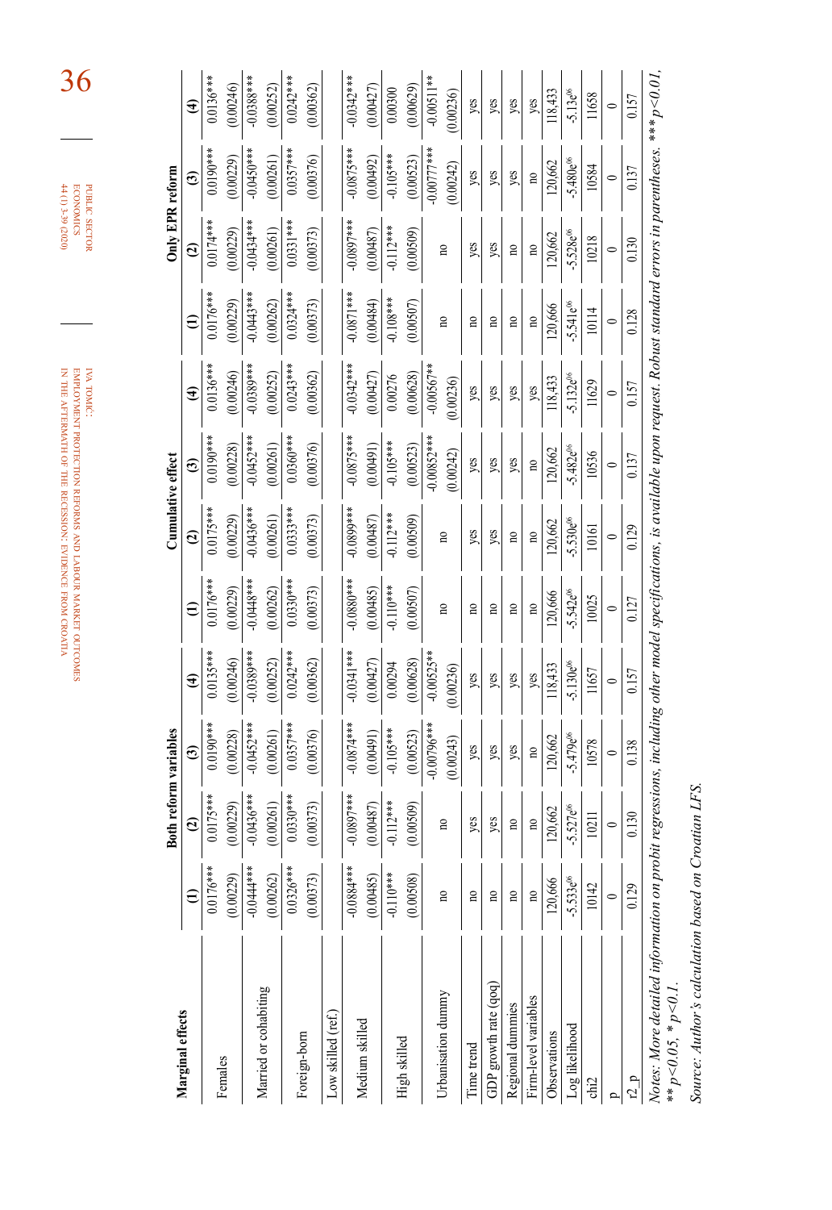| Marginal effects | Both reform variables | | | | Cumulative effect | | | | Only EPR reform | | | |
|---|---|---|---|---|---|---|---|---|---|---|---|---|
| | (1) | (2) | (3) | (4) | (1) | (2) | (3) | (4) | (1) | (2) | (3) | (4) |
| Females | 0.0176*** | 0.0175*** | 0.0190*** | 0.0135*** | 0.0176*** | 0.0175*** | 0.0190*** | 0.0136*** | 0.0176*** | 0.0174*** | 0.0190*** | 0.0136*** |
| | (0.00229) | (0.00229) | (0.00228) | (0.00246) | (0.00229) | (0.00229) | (0.00228) | (0.00246) | (0.00229) | (0.00229) | (0.00229) | (0.00246) |
| Married or cohabiting | -0.0444*** | -0.0436*** | -0.0452*** | -0.0389*** | -0.0448*** | -0.0436*** | -0.0452*** | -0.0389*** | -0.0443*** | -0.0434*** | -0.0450*** | -0.0388*** |
| | (0.00262) | (0.00261) | (0.00261) | (0.00252) | (0.00262) | (0.00261) | (0.00261) | (0.00252) | (0.00262) | (0.00261) | (0.00261) | (0.00252) |
| Foreign-born | 0.0326*** | 0.0330*** | 0.0357*** | 0.0242*** | 0.0330*** | 0.0333*** | 0.0360*** | 0.0243*** | 0.0324*** | 0.0331*** | 0.0357*** | 0.0242*** |
| | (0.00373) | (0.00373) | (0.00376) | (0.00362) | (0.00373) | (0.00373) | (0.00376) | (0.00362) | (0.00373) | (0.00373) | (0.00376) | (0.00362) |
| Low skilled (ref.) | | | | | | | | | | | | |
| Medium skilled | -0.0884*** | -0.0897*** | -0.0874*** | -0.0341*** | -0.0880*** | -0.0899*** | -0.0875*** | -0.0342*** | -0.0871*** | -0.0897*** | -0.0875*** | -0.0342*** |
| | (0.00485) | (0.00487) | (0.00491) | (0.00427) | (0.00485) | (0.00487) | (0.00491) | (0.00427) | (0.00484) | (0.00487) | (0.00492) | (0.00427) |
| High skilled | -0.110*** | -0.112*** | -0.105*** | 0.00294 | -0.110*** | -0.112*** | -0.105*** | 0.00276 | -0.108*** | -0.112*** | -0.105*** | 0.00300 |
| | (0.00508) | (0.00509) | (0.00523) | (0.00628) | (0.00507) | (0.00509) | (0.00523) | (0.00628) | (0.00507) | (0.00509) | (0.00523) | (0.00629) |
| Urbanisation dummy | no | no | -0.00796*** | -0.00525** | no | no | -0.00852*** | -0.00567** | no | no | -0.00777*** | -0.00511** |
| | | | (0.00243) | (0.00236) | | | (0.00242) | (0.00236) | | | (0.00242) | (0.00236) |
| Time trend | no | yes | yes | yes | no | yes | yes | yes | no | yes | yes | yes |
| GDP growth rate (qoq) | no | yes | yes | yes | no | yes | yes | yes | no | yes | yes | yes |
| Regional dummies | no | no | yes | yes | no | no | yes | yes | no | no | yes | yes |
| Firm-level variables | no | no | no | yes | no | no | no | yes | no | no | no | yes |
| Observations | 120,666 | 120,662 | 120,662 | 118,433 | 120,666 | 120,662 | 120,662 | 118,433 | 120,666 | 120,662 | 120,662 | 118,433 |
| Log likelihood | -5.533e06 | -5.527e06 | -5.479e06 | -5.130e06 | -5.542e06 | -5.530e06 | -5.482e06 | -5.132e06 | -5.541e06 | -5.528e06 | -5.480e06 | -5.13e06 |
| chi2 | 10142 | 10211 | 10578 | 11657 | 10025 | 10161 | 10536 | 11629 | 10114 | 10218 | 10584 | 11658 |
| p | 0 | 0 | 0 | 0 | 0 | 0 | 0 | 0 | 0 | 0 | 0 | 0 |
| r2_p | 0.129 | 0.130 | 0.138 | 0.157 | 0.127 | 0.129 | 0.137 | 0.157 | 0.128 | 0.130 | 0.137 | 0.157 |

*Notes: More detailed information on probit regressions, including other model specifications, is available upon request. Robust standard errors in parentheses. \*\*\* p<0.01, \*\* p<0.05, \* p<0.1.*

*Source: Author's calculation based on Croatian LFS.*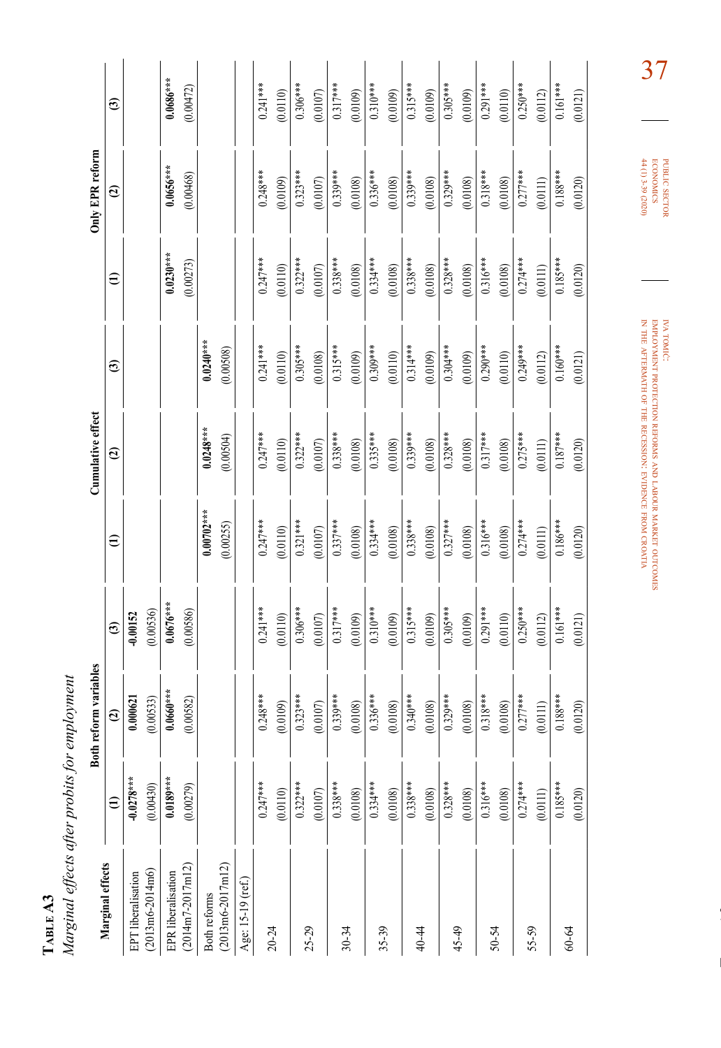**Table A3**

*Marginal effects after probits for employment*

| Marginal effects | Both reform variables | | | Cumulative effect | | | Only EPR reform | | |
|---|---|---|---|---|---|---|---|---|---|
| | (1) | (2) | (3) | (1) | (2) | (3) | (1) | (2) | (3) |
| EPT liberalisation (2013m6-2014m6) | **-0.0278**\*\*\* | **0.000621** | **-0.00152** | | | | | | |
| | (0.00430) | (0.00533) | (0.00536) | | | | | | |
| EPR liberalisation (2014m7-2017m12) | **0.0189**\*\*\* | **0.0660**\*\*\* | **0.0676**\*\*\* | | | | **0.0230**\*\*\* | **0.0656**\*\*\* | **0.0686**\*\*\* |
| | (0.00279) | (0.00582) | (0.00586) | | | | (0.00273) | (0.00468) | (0.00472) |
| Both reforms (2013m6-2017m12) | | | | **0.00702**\*\*\* | **0.0248**\*\*\* | **0.0240**\*\*\* | | | |
| | | | | (0.00255) | (0.00504) | (0.00508) | | | |
| Age: 15-19 (ref.) | | | | | | | | | |
| 20-24 | 0.247\*\*\* | 0.248\*\*\* | 0.241\*\*\* | 0.247\*\*\* | 0.247\*\*\* | 0.241\*\*\* | 0.247\*\*\* | 0.248\*\*\* | 0.241\*\*\* |
| | (0.0110) | (0.0109) | (0.0110) | (0.0110) | (0.0110) | (0.0110) | (0.0110) | (0.0109) | (0.0110) |
| 25-29 | 0.322\*\*\* | 0.323\*\*\* | 0.306\*\*\* | 0.321\*\*\* | 0.322\*\*\* | 0.305\*\*\* | 0.322\*\*\* | 0.323\*\*\* | 0.306\*\*\* |
| | (0.0107) | (0.0107) | (0.0107) | (0.0107) | (0.0107) | (0.0108) | (0.0107) | (0.0107) | (0.0107) |
| 30-34 | 0.338\*\*\* | 0.339\*\*\* | 0.317\*\*\* | 0.337\*\*\* | 0.338\*\*\* | 0.315\*\*\* | 0.338\*\*\* | 0.339\*\*\* | 0.317\*\*\* |
| | (0.0108) | (0.0108) | (0.0109) | (0.0108) | (0.0108) | (0.0109) | (0.0108) | (0.0108) | (0.0109) |
| 35-39 | 0.334\*\*\* | 0.336\*\*\* | 0.310\*\*\* | 0.334\*\*\* | 0.335\*\*\* | 0.309\*\*\* | 0.334\*\*\* | 0.336\*\*\* | 0.310\*\*\* |
| | (0.0108) | (0.0108) | (0.0109) | (0.0108) | (0.0108) | (0.0110) | (0.0108) | (0.0108) | (0.0109) |
| 40-44 | 0.338\*\*\* | 0.340\*\*\* | 0.315\*\*\* | 0.338\*\*\* | 0.339\*\*\* | 0.314\*\*\* | 0.338\*\*\* | 0.339\*\*\* | 0.315\*\*\* |
| | (0.0108) | (0.0108) | (0.0109) | (0.0108) | (0.0108) | (0.0109) | (0.0108) | (0.0108) | (0.0109) |
| 45-49 | 0.328\*\*\* | 0.329\*\*\* | 0.305\*\*\* | 0.327\*\*\* | 0.328\*\*\* | 0.304\*\*\* | 0.328\*\*\* | 0.329\*\*\* | 0.305\*\*\* |
| | (0.0108) | (0.0108) | (0.0109) | (0.0108) | (0.0108) | (0.0109) | (0.0108) | (0.0108) | (0.0109) |
| 50-54 | 0.316\*\*\* | 0.318\*\*\* | 0.291\*\*\* | 0.316\*\*\* | 0.317\*\*\* | 0.290\*\*\* | 0.316\*\*\* | 0.318\*\*\* | 0.291\*\*\* |
| | (0.0108) | (0.0108) | (0.0110) | (0.0108) | (0.0108) | (0.0110) | (0.0108) | (0.0108) | (0.0110) |
| 55-59 | 0.274\*\*\* | 0.277\*\*\* | 0.250\*\*\* | 0.274\*\*\* | 0.275\*\*\* | 0.249\*\*\* | 0.274\*\*\* | 0.277\*\*\* | 0.250\*\*\* |
| | (0.0111) | (0.0111) | (0.0112) | (0.0111) | (0.0111) | (0.0112) | (0.0111) | (0.0111) | (0.0112) |
| 60-64 | 0.185\*\*\* | 0.188\*\*\* | 0.161\*\*\* | 0.186\*\*\* | 0.187\*\*\* | 0.160\*\*\* | 0.185\*\*\* | 0.188\*\*\* | 0.161\*\*\* |
| | (0.0120) | (0.0120) | (0.0121) | (0.0120) | (0.0120) | (0.0121) | (0.0120) | (0.0120) | (0.0121) |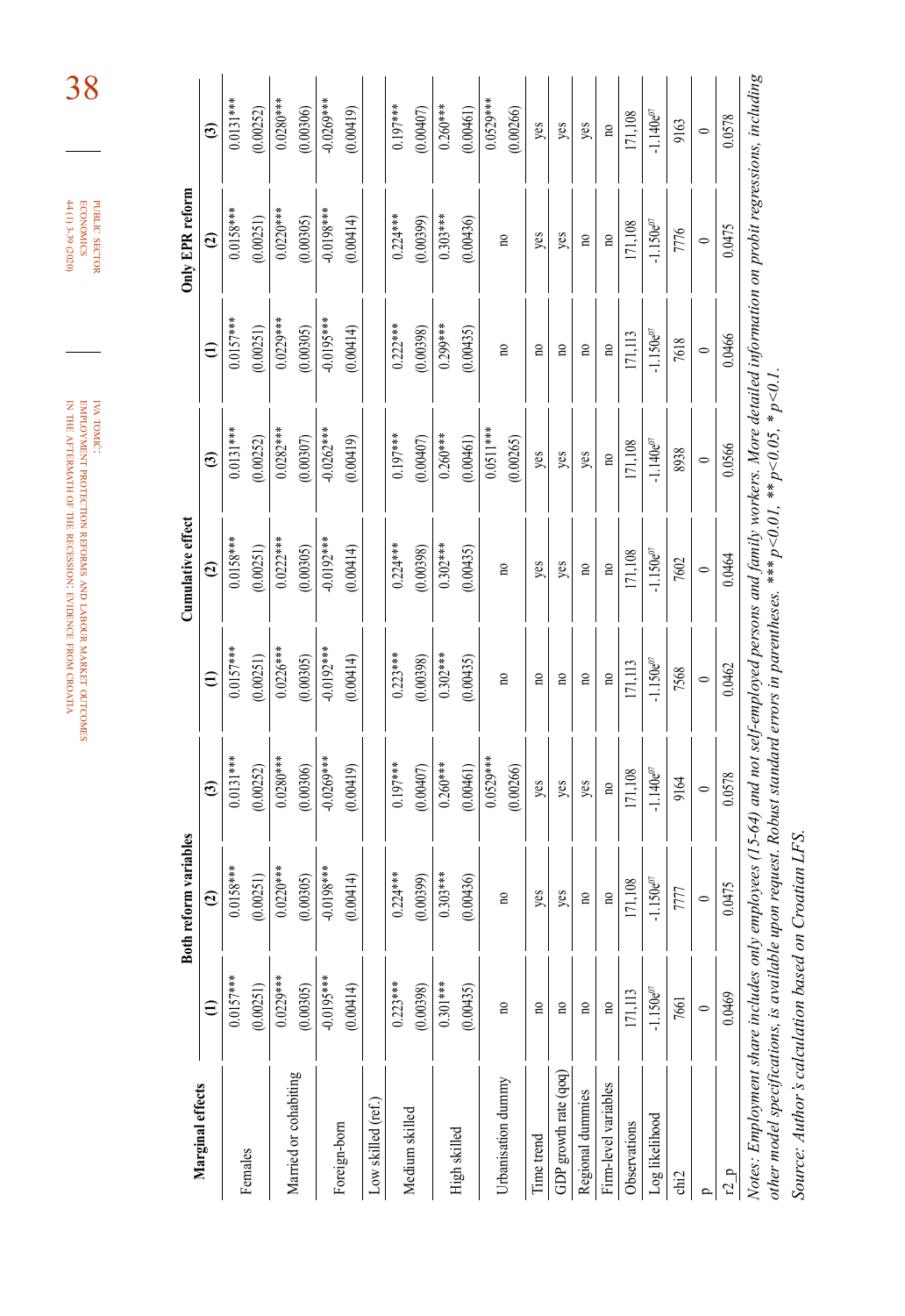| Marginal effects | Both reform variables | | | Cumulative effect | | | Only EPR reform | | |
|---|---|---|---|---|---|---|---|---|---|
| | (1) | (2) | (3) | (1) | (2) | (3) | (1) | (2) | (3) |
| Females | 0.0157*** | 0.0158*** | 0.0131*** | 0.0157*** | 0.0158*** | 0.0131*** | 0.0157*** | 0.0158*** | 0.0131*** |
| | (0.00251) | (0.00251) | (0.00252) | (0.00251) | (0.00251) | (0.00252) | (0.00251) | (0.00251) | (0.00252) |
| Married or cohabiting | 0.0229*** | 0.0220*** | 0.0280*** | 0.0226*** | 0.0222*** | 0.0282*** | 0.0229*** | 0.0220*** | 0.0280*** |
| | (0.00305) | (0.00305) | (0.00306) | (0.00305) | (0.00305) | (0.00307) | (0.00305) | (0.00305) | (0.00306) |
| Foreign-born | -0.0195*** | -0.0198*** | -0.0269*** | -0.0192*** | -0.0192*** | -0.0262*** | -0.0195*** | -0.0198*** | -0.0269*** |
| | (0.00414) | (0.00414) | (0.00419) | (0.00414) | (0.00414) | (0.00419) | (0.00414) | (0.00414) | (0.00419) |
| Low skilled (ref.) | | | | | | | | | |
| Medium skilled | 0.223*** | 0.224*** | 0.197*** | 0.223*** | 0.224*** | 0.197*** | 0.222*** | 0.224*** | 0.197*** |
| | (0.00398) | (0.00399) | (0.00407) | (0.00398) | (0.00398) | (0.00407) | (0.00398) | (0.00399) | (0.00407) |
| High skilled | 0.301*** | 0.303*** | 0.260*** | 0.302*** | 0.302*** | 0.260*** | 0.299*** | 0.303*** | 0.260*** |
| | (0.00435) | (0.00436) | (0.00461) | (0.00435) | (0.00435) | (0.00461) | (0.00435) | (0.00436) | (0.00461) |
| Urbanisation dummy | no | no | 0.0529*** | no | no | 0.0511*** | no | no | 0.0529*** |
| | | | (0.00266) | | | (0.00265) | | | (0.00266) |
| Time trend | no | yes | yes | no | yes | yes | no | yes | yes |
| GDP growth rate (qoq) | no | yes | yes | no | yes | yes | no | yes | yes |
| Regional dummies | no | no | yes | no | no | yes | no | no | yes |
| Firm-level variables | no | no | no | no | no | no | no | no | no |
| Observations | 171,113 | 171,108 | 171,108 | 171,113 | 171,108 | 171,108 | 171,113 | 171,108 | 171,108 |
| Log likelihood | -1.150e[07] | -1.150e[07] | -1.140e[07] | -1.150e[07] | -1.150e[07] | -1.140e[07] | -1.150e[07] | -1.150e[07] | -1.140e[07] |
| chi2 | 7661 | 7777 | 9164 | 7568 | 7602 | 8938 | 7618 | 7776 | 9163 |
| p | 0 | 0 | 0 | 0 | 0 | 0 | 0 | 0 | 0 |
| r2_p | 0.0469 | 0.0475 | 0.0578 | 0.0462 | 0.0464 | 0.0566 | 0.0466 | 0.0475 | 0.0578 |

*Notes: Employment share includes only employees (15-64) and not self-employed persons and family workers. More detailed information on probit regressions, including other model specifications, is available upon request. Robust standard errors in parentheses. \*\*\* $p<0.01$, \*\* $p<0.05$, \* $p<0.1$.*

*Source: Author's calculation based on Croatian LFS.*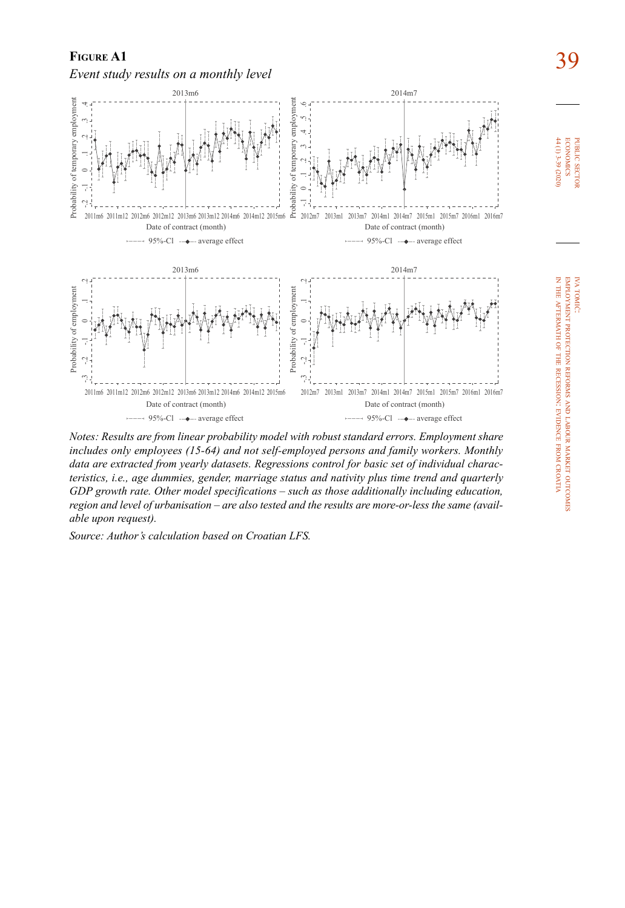**Figure A1**

*Event study results on a monthly level*

2013m6

Probability of temporary employment

.4
.3
.2
.1
0
-.1
-.2

2011m6 2011m12 2012m6 2012m12 2013m6 2013m12 2014m6 2014m12 2015m6

Date of contract (month)

95%-CI   average effect

2014m7

Probability of temporary employment

.6
.5
.4
.3
.2
.1
0
-.1

2012m7 2013m1 2013m7 2014m1 2014m7 2015m1 2015m7 2016m1 2016m7

Date of contract (month)

95%-CI   average effect

2013m6

Probability of employment

.2
.1
0
-.1
-.2
-.3

2011m6 2011m12 2012m6 2012m12 2013m6 2013m12 2014m6 2014m12 2015m6

Date of contract (month)

95%-CI   average effect

2014m7

Probability of employment

.2
.1
0
-.1
-.2
-.3

2012m7 2013m1 2013m7 2014m1 2014m7 2015m1 2015m7 2016m1 2016m7

Date of contract (month)

95%-CI   average effect

*Notes: Results are from linear probability model with robust standard errors. Employment share includes only employees (15-64) and not self-employed persons and family workers. Monthly data are extracted from yearly datasets. Regressions control for basic set of individual characteristics, i.e., age dummies, gender, marriage status and nativity plus time trend and quarterly GDP growth rate. Other model specifications – such as those additionally including education, region and level of urbanisation – are also tested and the results are more-or-less the same (available upon request).*

*Source: Author's calculation based on Croatian LFS.*